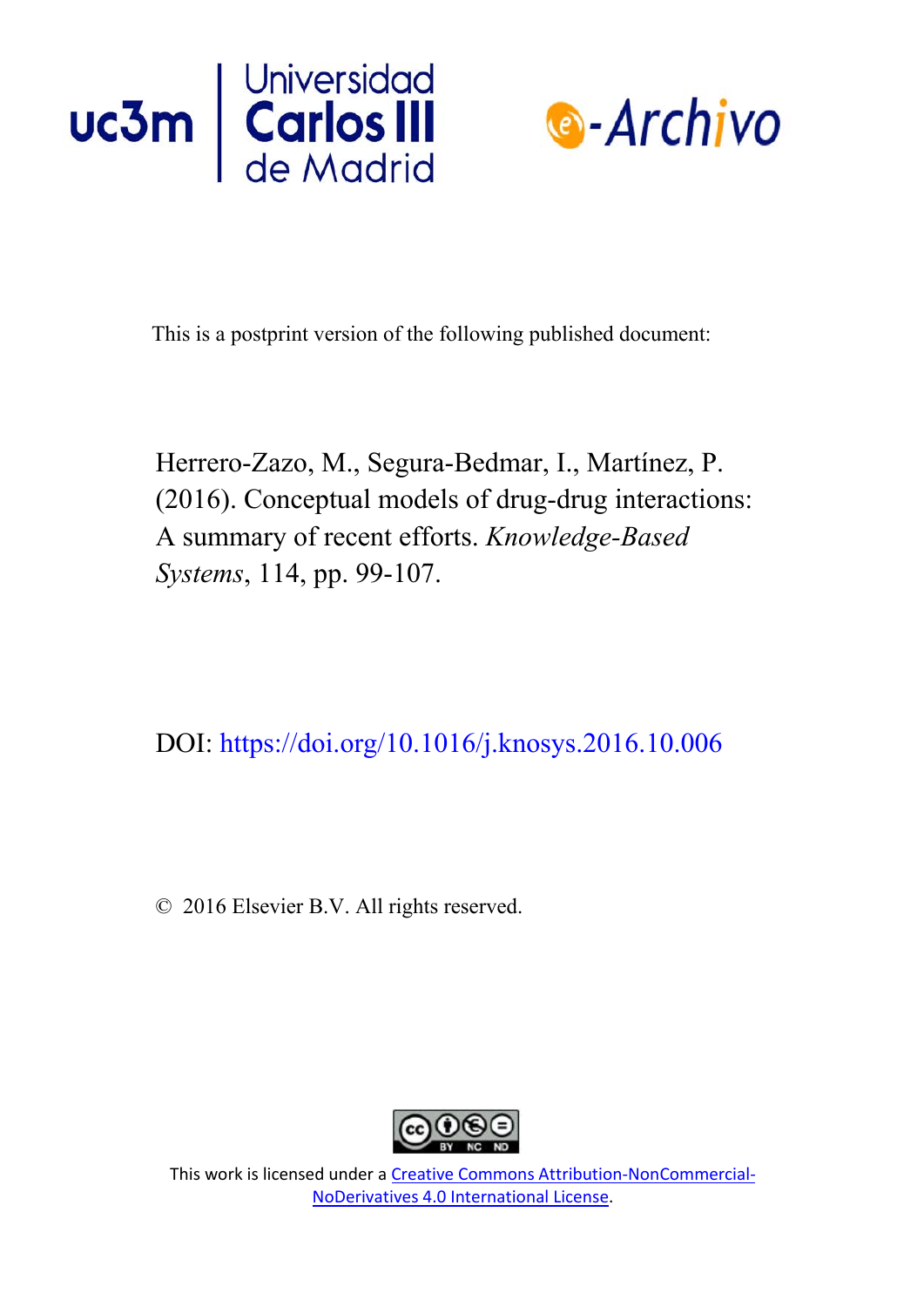Universidad Carlos III de Madrid

e-Archivo

This is a postprint version of the following published document:

Herrero-Zazo, M., Segura-Bedmar, I., Martínez, P. (2016). Conceptual models of drug-drug interactions: A summary of recent efforts. *Knowledge-Based Systems*, 114, pp. 99-107.

DOI: https://doi.org/10.1016/j.knosys.2016.10.006

© 2016 Elsevier B.V. All rights reserved.

This work is licensed under a Creative Commons Attribution-NonCommercial-NoDerivatives 4.0 International License.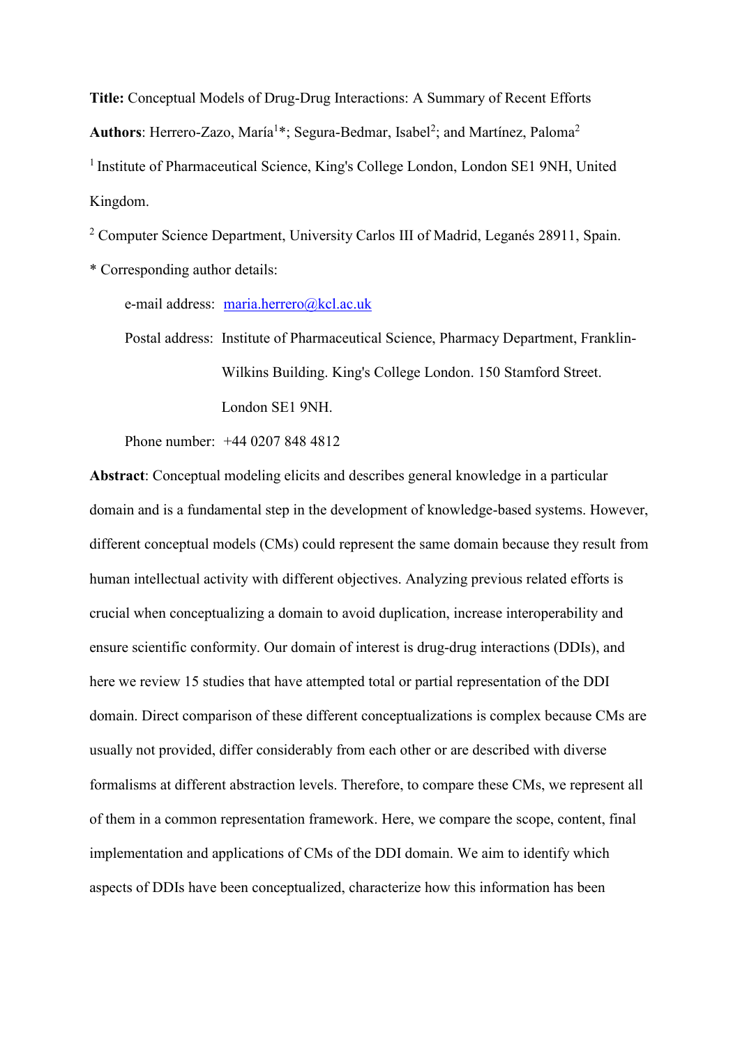**Title:** Conceptual Models of Drug-Drug Interactions: A Summary of Recent Efforts

**Authors**: Herrero-Zazo, María[1]*; Segura-Bedmar, Isabel[2]; and Martínez, Paloma[2]

[1] Institute of Pharmaceutical Science, King's College London, London SE1 9NH, United Kingdom.

[2] Computer Science Department, University Carlos III of Madrid, Leganés 28911, Spain.

* Corresponding author details:

e-mail address: maria.herrero@kcl.ac.uk

Postal address: Institute of Pharmaceutical Science, Pharmacy Department, Franklin-Wilkins Building. King's College London. 150 Stamford Street. London SE1 9NH.

Phone number: +44 0207 848 4812

**Abstract**: Conceptual modeling elicits and describes general knowledge in a particular domain and is a fundamental step in the development of knowledge-based systems. However, different conceptual models (CMs) could represent the same domain because they result from human intellectual activity with different objectives. Analyzing previous related efforts is crucial when conceptualizing a domain to avoid duplication, increase interoperability and ensure scientific conformity. Our domain of interest is drug-drug interactions (DDIs), and here we review 15 studies that have attempted total or partial representation of the DDI domain. Direct comparison of these different conceptualizations is complex because CMs are usually not provided, differ considerably from each other or are described with diverse formalisms at different abstraction levels. Therefore, to compare these CMs, we represent all of them in a common representation framework. Here, we compare the scope, content, final implementation and applications of CMs of the DDI domain. We aim to identify which aspects of DDIs have been conceptualized, characterize how this information has been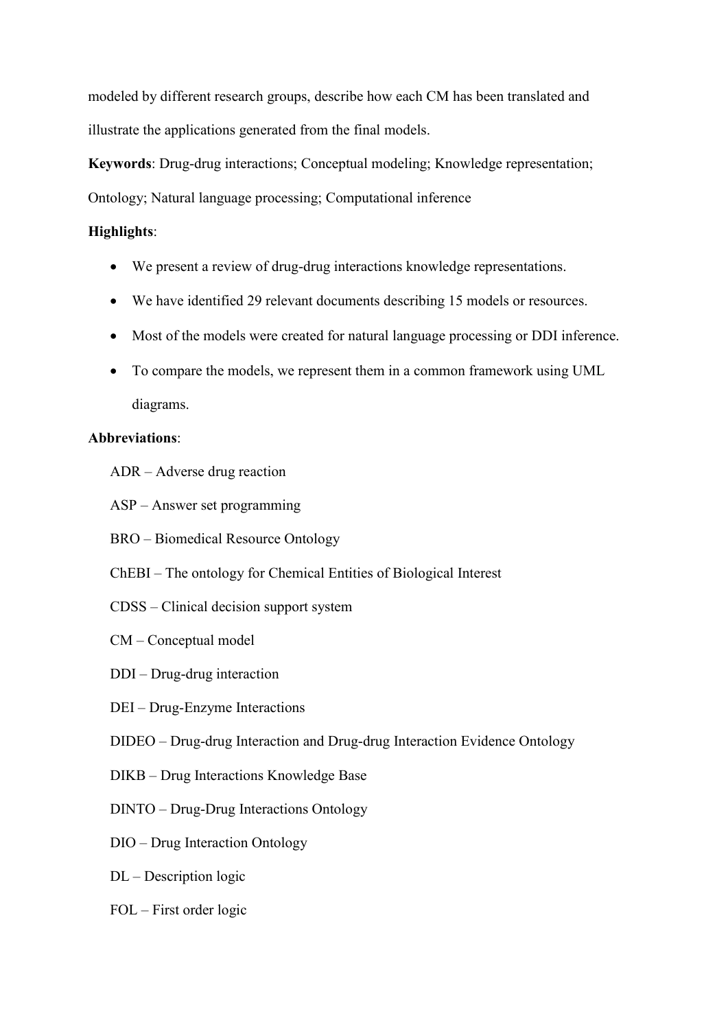modeled by different research groups, describe how each CM has been translated and illustrate the applications generated from the final models.

**Keywords**: Drug-drug interactions; Conceptual modeling; Knowledge representation; Ontology; Natural language processing; Computational inference

**Highlights**:

- We present a review of drug-drug interactions knowledge representations.
- We have identified 29 relevant documents describing 15 models or resources.
- Most of the models were created for natural language processing or DDI inference.
- To compare the models, we represent them in a common framework using UML diagrams.

**Abbreviations**:

ADR – Adverse drug reaction

ASP – Answer set programming

BRO – Biomedical Resource Ontology

ChEBI – The ontology for Chemical Entities of Biological Interest

CDSS – Clinical decision support system

CM – Conceptual model

DDI – Drug-drug interaction

DEI – Drug-Enzyme Interactions

DIDEO – Drug-drug Interaction and Drug-drug Interaction Evidence Ontology

DIKB – Drug Interactions Knowledge Base

DINTO – Drug-Drug Interactions Ontology

DIO – Drug Interaction Ontology

DL – Description logic

FOL – First order logic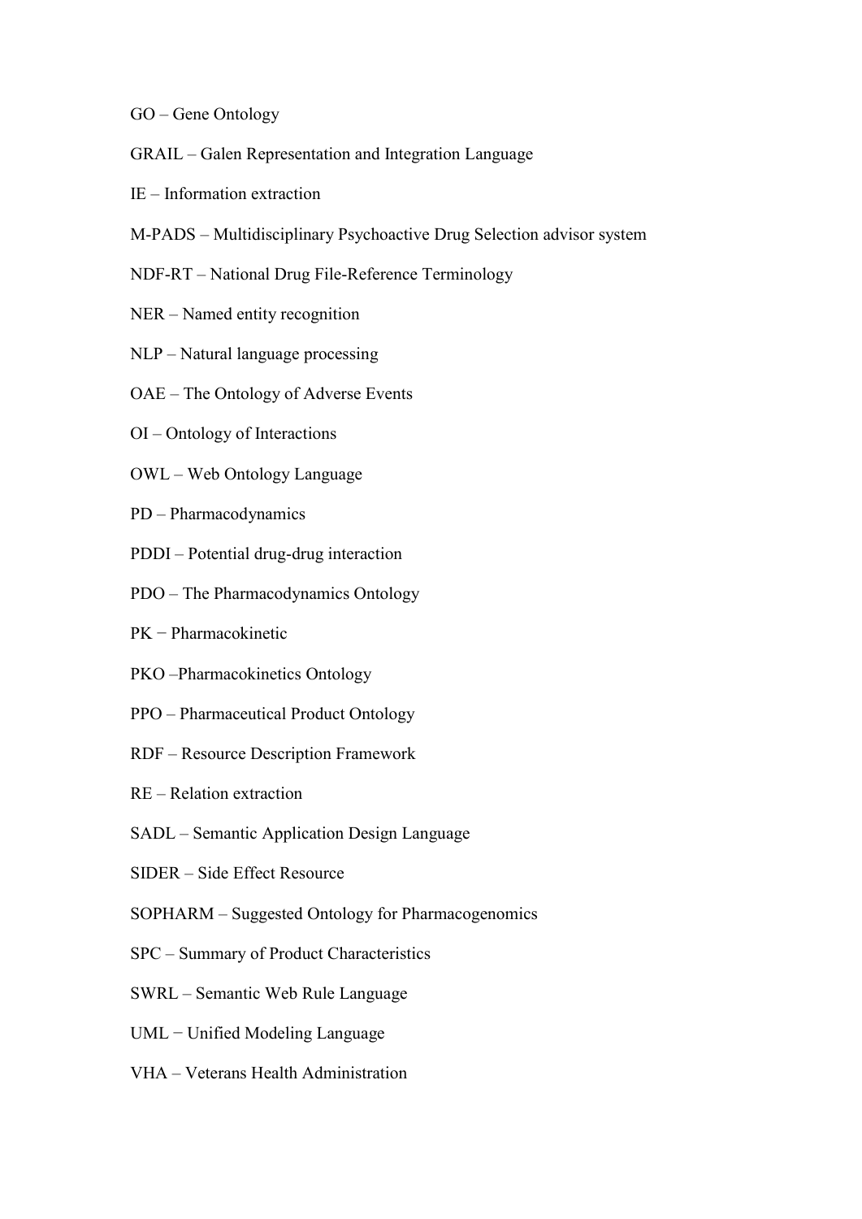GO – Gene Ontology

GRAIL – Galen Representation and Integration Language

IE – Information extraction

M-PADS – Multidisciplinary Psychoactive Drug Selection advisor system

NDF-RT – National Drug File-Reference Terminology

NER – Named entity recognition

NLP – Natural language processing

OAE – The Ontology of Adverse Events

OI – Ontology of Interactions

OWL – Web Ontology Language

PD – Pharmacodynamics

PDDI – Potential drug-drug interaction

PDO – The Pharmacodynamics Ontology

PK − Pharmacokinetic

PKO –Pharmacokinetics Ontology

PPO – Pharmaceutical Product Ontology

RDF – Resource Description Framework

RE – Relation extraction

SADL – Semantic Application Design Language

SIDER – Side Effect Resource

SOPHARM – Suggested Ontology for Pharmacogenomics

SPC – Summary of Product Characteristics

SWRL – Semantic Web Rule Language

UML − Unified Modeling Language

VHA – Veterans Health Administration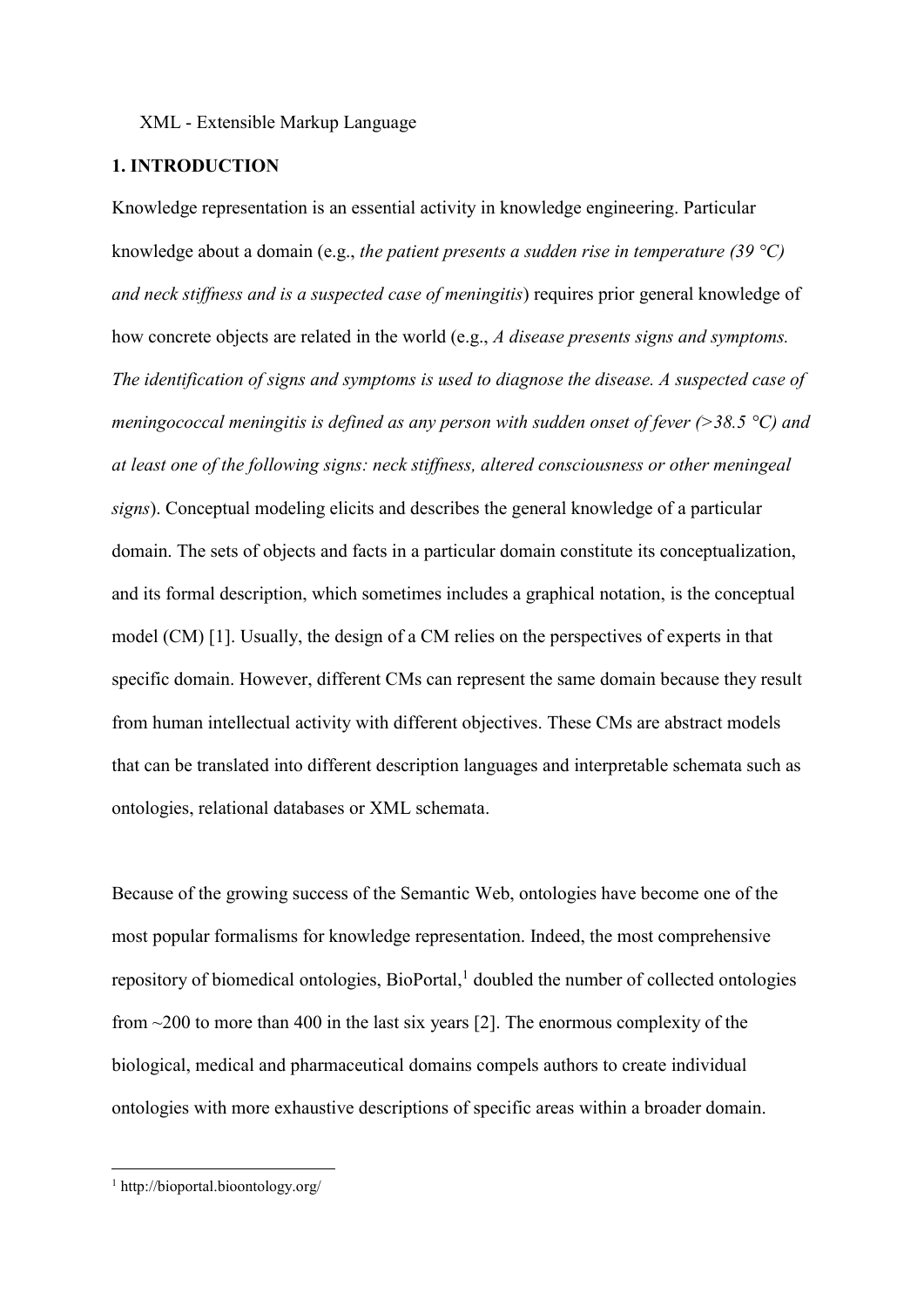XML - Extensible Markup Language

## 1. INTRODUCTION

Knowledge representation is an essential activity in knowledge engineering. Particular knowledge about a domain (e.g., *the patient presents a sudden rise in temperature (39 °C) and neck stiffness and is a suspected case of meningitis*) requires prior general knowledge of how concrete objects are related in the world (e.g., *A disease presents signs and symptoms. The identification of signs and symptoms is used to diagnose the disease. A suspected case of meningococcal meningitis is defined as any person with sudden onset of fever (>38.5 °C) and at least one of the following signs: neck stiffness, altered consciousness or other meningeal signs*). Conceptual modeling elicits and describes the general knowledge of a particular domain. The sets of objects and facts in a particular domain constitute its conceptualization, and its formal description, which sometimes includes a graphical notation, is the conceptual model (CM) [1]. Usually, the design of a CM relies on the perspectives of experts in that specific domain. However, different CMs can represent the same domain because they result from human intellectual activity with different objectives. These CMs are abstract models that can be translated into different description languages and interpretable schemata such as ontologies, relational databases or XML schemata.

Because of the growing success of the Semantic Web, ontologies have become one of the most popular formalisms for knowledge representation. Indeed, the most comprehensive repository of biomedical ontologies, BioPortal,[1] doubled the number of collected ontologies from ~200 to more than 400 in the last six years [2]. The enormous complexity of the biological, medical and pharmaceutical domains compels authors to create individual ontologies with more exhaustive descriptions of specific areas within a broader domain.

[1] http://bioportal.bioontology.org/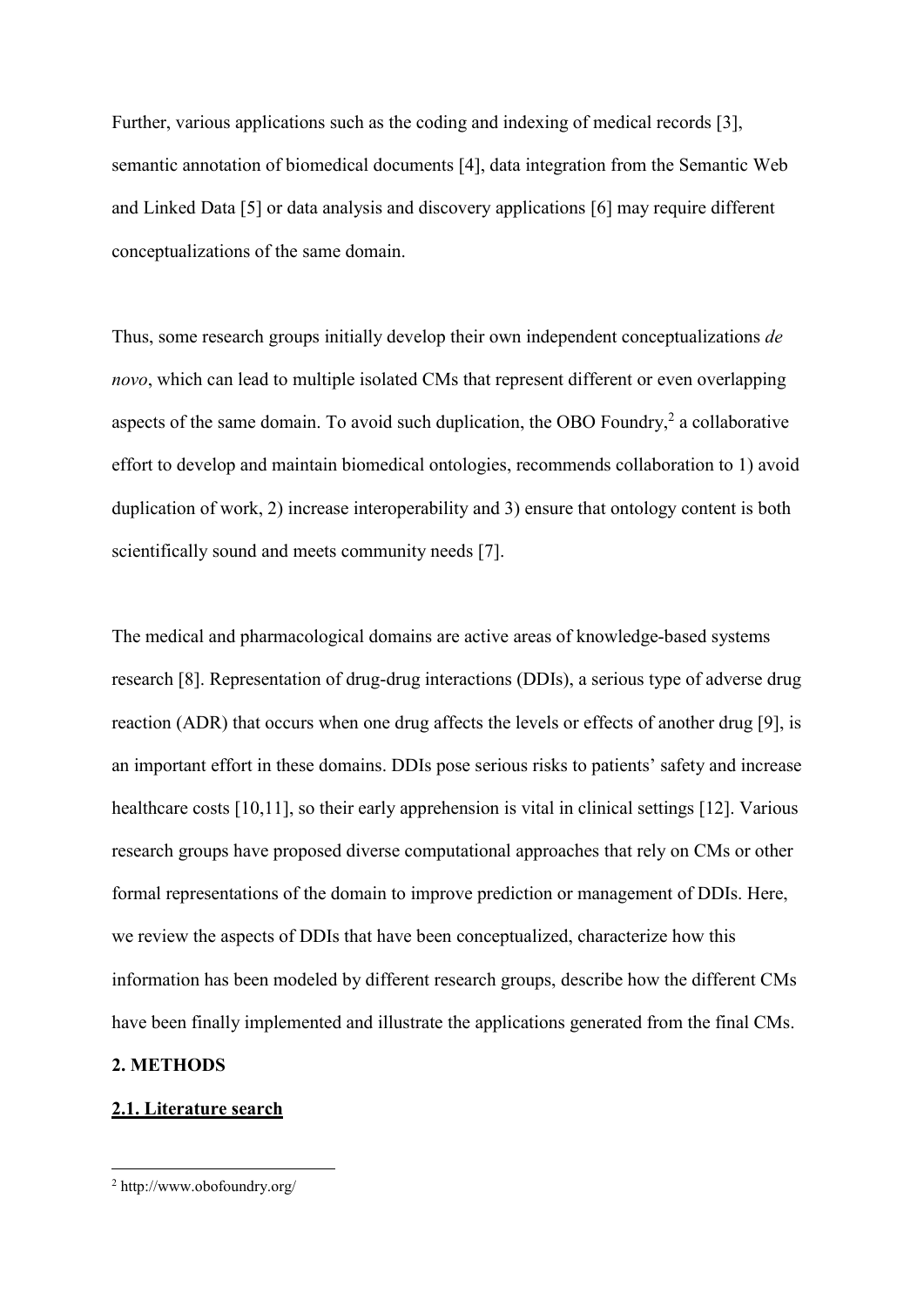Further, various applications such as the coding and indexing of medical records [3], semantic annotation of biomedical documents [4], data integration from the Semantic Web and Linked Data [5] or data analysis and discovery applications [6] may require different conceptualizations of the same domain.

Thus, some research groups initially develop their own independent conceptualizations *de novo*, which can lead to multiple isolated CMs that represent different or even overlapping aspects of the same domain. To avoid such duplication, the OBO Foundry,[2] a collaborative effort to develop and maintain biomedical ontologies, recommends collaboration to 1) avoid duplication of work, 2) increase interoperability and 3) ensure that ontology content is both scientifically sound and meets community needs [7].

The medical and pharmacological domains are active areas of knowledge-based systems research [8]. Representation of drug-drug interactions (DDIs), a serious type of adverse drug reaction (ADR) that occurs when one drug affects the levels or effects of another drug [9], is an important effort in these domains. DDIs pose serious risks to patients' safety and increase healthcare costs [10,11], so their early apprehension is vital in clinical settings [12]. Various research groups have proposed diverse computational approaches that rely on CMs or other formal representations of the domain to improve prediction or management of DDIs. Here, we review the aspects of DDIs that have been conceptualized, characterize how this information has been modeled by different research groups, describe how the different CMs have been finally implemented and illustrate the applications generated from the final CMs.

## 2. METHODS

### 2.1. Literature search

[2] http://www.obofoundry.org/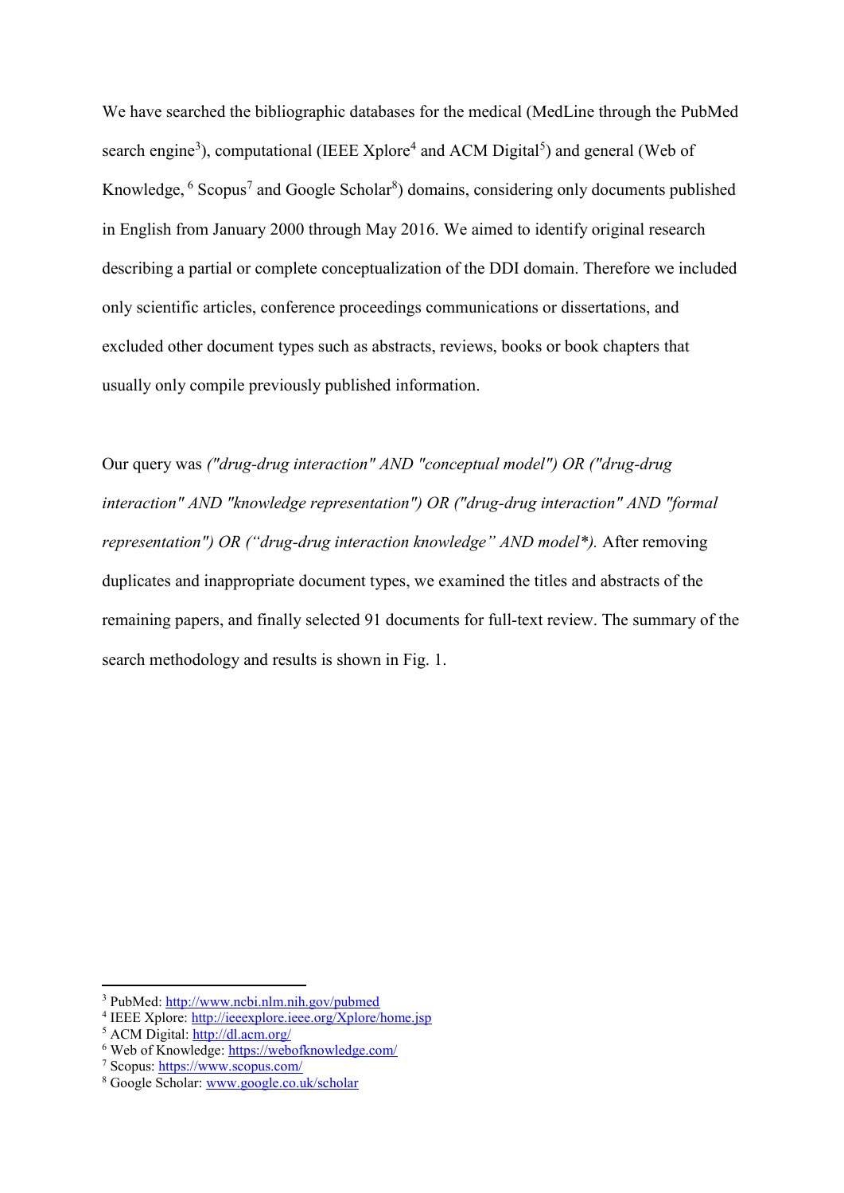We have searched the bibliographic databases for the medical (MedLine through the PubMed search engine[3]), computational (IEEE Xplore[4] and ACM Digital[5]) and general (Web of Knowledge, [6] Scopus[7] and Google Scholar[8]) domains, considering only documents published in English from January 2000 through May 2016. We aimed to identify original research describing a partial or complete conceptualization of the DDI domain. Therefore we included only scientific articles, conference proceedings communications or dissertations, and excluded other document types such as abstracts, reviews, books or book chapters that usually only compile previously published information.

Our query was *("drug-drug interaction" AND "conceptual model") OR ("drug-drug interaction" AND "knowledge representation") OR ("drug-drug interaction" AND "formal representation") OR ("drug-drug interaction knowledge" AND model*).* After removing duplicates and inappropriate document types, we examined the titles and abstracts of the remaining papers, and finally selected 91 documents for full-text review. The summary of the search methodology and results is shown in Fig. 1.

---

[3] PubMed: http://www.ncbi.nlm.nih.gov/pubmed

[4] IEEE Xplore: http://ieeexplore.ieee.org/Xplore/home.jsp

[5] ACM Digital: http://dl.acm.org/

[6] Web of Knowledge: https://webofknowledge.com/

[7] Scopus: https://www.scopus.com/

[8] Google Scholar: www.google.co.uk/scholar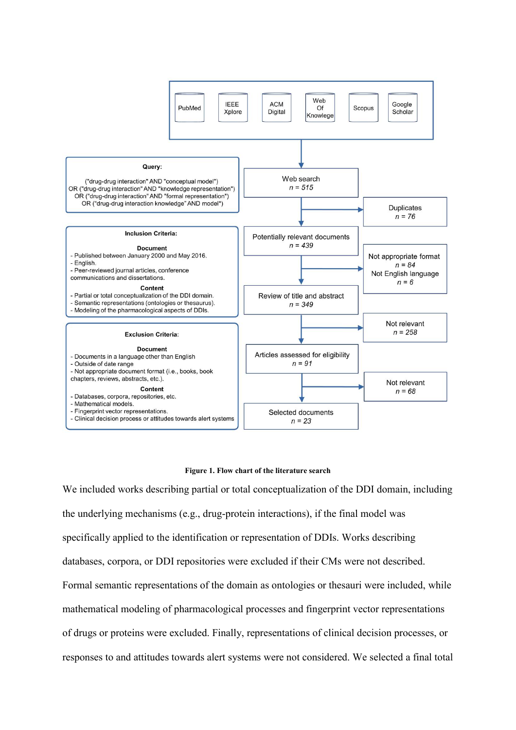Query:

("drug-drug interaction" AND "conceptual model")
OR ("drug-drug interaction" AND "knowledge representation")
OR ("drug-drug interaction" AND "formal representation")
OR ("drug-drug interaction knowledge" AND model*)

**Inclusion Criteria:**

**Document**
- Published between January 2000 and May 2016.
- English.
- Peer-reviewed journal articles, conference communications and dissertations.

**Content**
- Partial or total conceptualization of the DDI domain.
- Semantic representations (ontologies or thesaurus).
- Modeling of the pharmacological aspects of DDIs.

**Exclusion Criteria:**

**Document**
- Documents in a language other than English
- Outside of date range
- Not appropriate document format (i.e., books, book chapters, reviews, abstracts, etc.).

**Content**
- Databases, corpora, repositories, etc.
- Mathematical models.
- Fingerprint vector representations.
- Clinical decision process or attitudes towards alert systems

PubMed | IEEE Xplore | ACM Digital | Web Of Knowlege | Scopus | Google Scholar

Web search *n = 515*
→ Duplicates *n = 76*

Potentially relevant documents *n = 439*
→ Not appropriate format *n = 84*; Not English language *n = 6*

Review of title and abstract *n = 349*
→ Not relevant *n = 258*

Articles assessed for eligibility *n = 91*
→ Not relevant *n = 68*

Selected documents *n = 23*

**Figure 1. Flow chart of the literature search**

We included works describing partial or total conceptualization of the DDI domain, including the underlying mechanisms (e.g., drug-protein interactions), if the final model was specifically applied to the identification or representation of DDIs. Works describing databases, corpora, or DDI repositories were excluded if their CMs were not described. Formal semantic representations of the domain as ontologies or thesauri were included, while mathematical modeling of pharmacological processes and fingerprint vector representations of drugs or proteins were excluded. Finally, representations of clinical decision processes, or responses to and attitudes towards alert systems were not considered. We selected a final total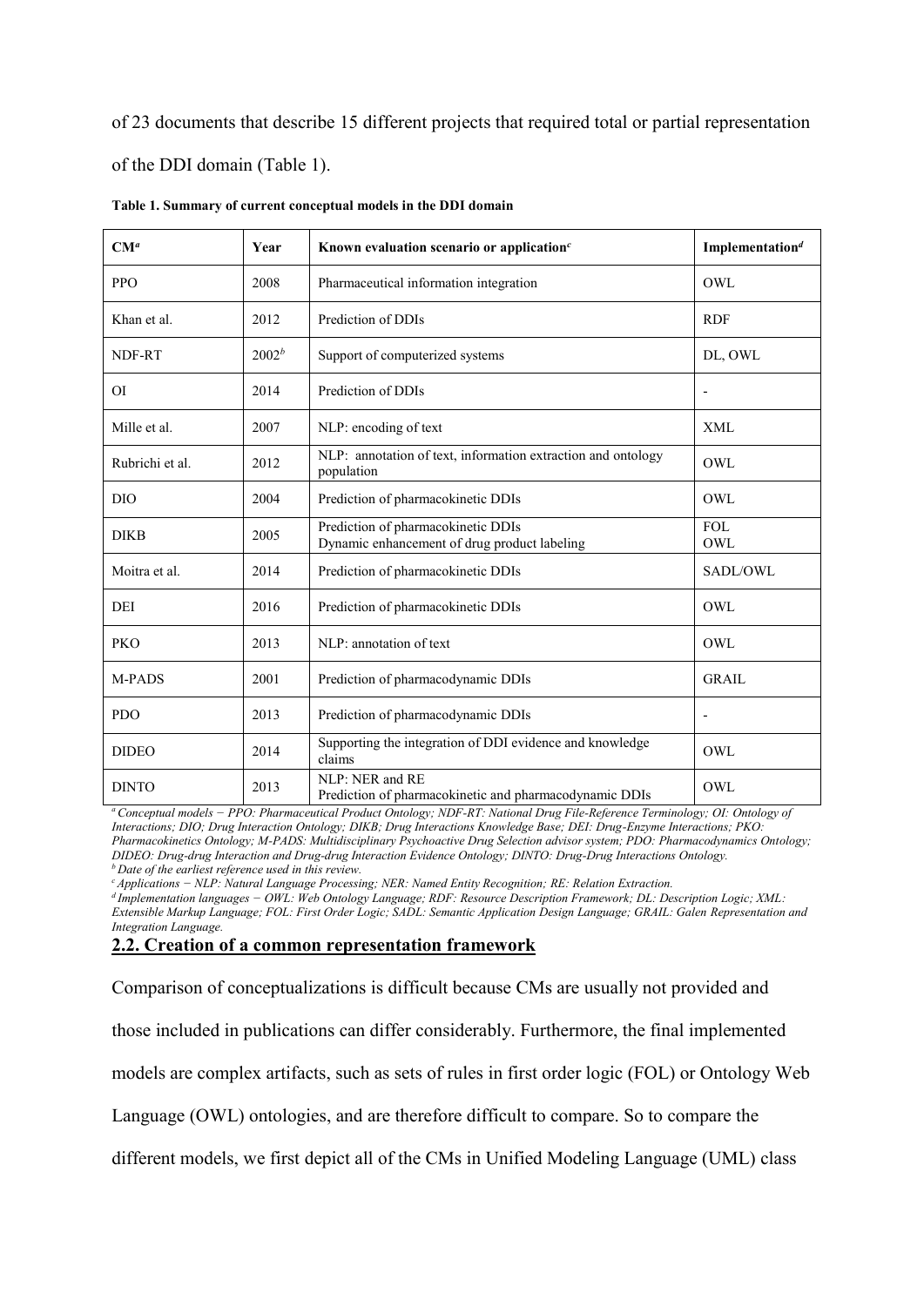of 23 documents that describe 15 different projects that required total or partial representation of the DDI domain (Table 1).

**Table 1. Summary of current conceptual models in the DDI domain**

| CM[a] | Year | Known evaluation scenario or application[c] | Implementation[d] |
|---|---|---|---|
| PPO | 2008 | Pharmaceutical information integration | OWL |
| Khan et al. | 2012 | Prediction of DDIs | RDF |
| NDF-RT | 2002[b] | Support of computerized systems | DL, OWL |
| OI | 2014 | Prediction of DDIs | - |
| Mille et al. | 2007 | NLP: encoding of text | XML |
| Rubrichi et al. | 2012 | NLP: annotation of text, information extraction and ontology population | OWL |
| DIO | 2004 | Prediction of pharmacokinetic DDIs | OWL |
| DIKB | 2005 | Prediction of pharmacokinetic DDIs<br>Dynamic enhancement of drug product labeling | FOL<br>OWL |
| Moitra et al. | 2014 | Prediction of pharmacokinetic DDIs | SADL/OWL |
| DEI | 2016 | Prediction of pharmacokinetic DDIs | OWL |
| PKO | 2013 | NLP: annotation of text | OWL |
| M-PADS | 2001 | Prediction of pharmacodynamic DDIs | GRAIL |
| PDO | 2013 | Prediction of pharmacodynamic DDIs | - |
| DIDEO | 2014 | Supporting the integration of DDI evidence and knowledge claims | OWL |
| DINTO | 2013 | NLP: NER and RE<br>Prediction of pharmacokinetic and pharmacodynamic DDIs | OWL |

*[a] Conceptual models − PPO: Pharmaceutical Product Ontology; NDF-RT: National Drug File-Reference Terminology; OI: Ontology of Interactions; DIO; Drug Interaction Ontology; DIKB; Drug Interactions Knowledge Base; DEI: Drug-Enzyme Interactions; PKO: Pharmacokinetics Ontology; M-PADS: Multidisciplinary Psychoactive Drug Selection advisor system; PDO: Pharmacodynamics Ontology; DIDEO: Drug-drug Interaction and Drug-drug Interaction Evidence Ontology; DINTO: Drug-Drug Interactions Ontology.*
*[b] Date of the earliest reference used in this review.*
*[c] Applications − NLP: Natural Language Processing; NER: Named Entity Recognition; RE: Relation Extraction.*
*[d] Implementation languages − OWL: Web Ontology Language; RDF: Resource Description Framework; DL: Description Logic; XML: Extensible Markup Language; FOL: First Order Logic; SADL: Semantic Application Design Language; GRAIL: Galen Representation and Integration Language.*

## 2.2. Creation of a common representation framework

Comparison of conceptualizations is difficult because CMs are usually not provided and those included in publications can differ considerably. Furthermore, the final implemented models are complex artifacts, such as sets of rules in first order logic (FOL) or Ontology Web Language (OWL) ontologies, and are therefore difficult to compare. So to compare the different models, we first depict all of the CMs in Unified Modeling Language (UML) class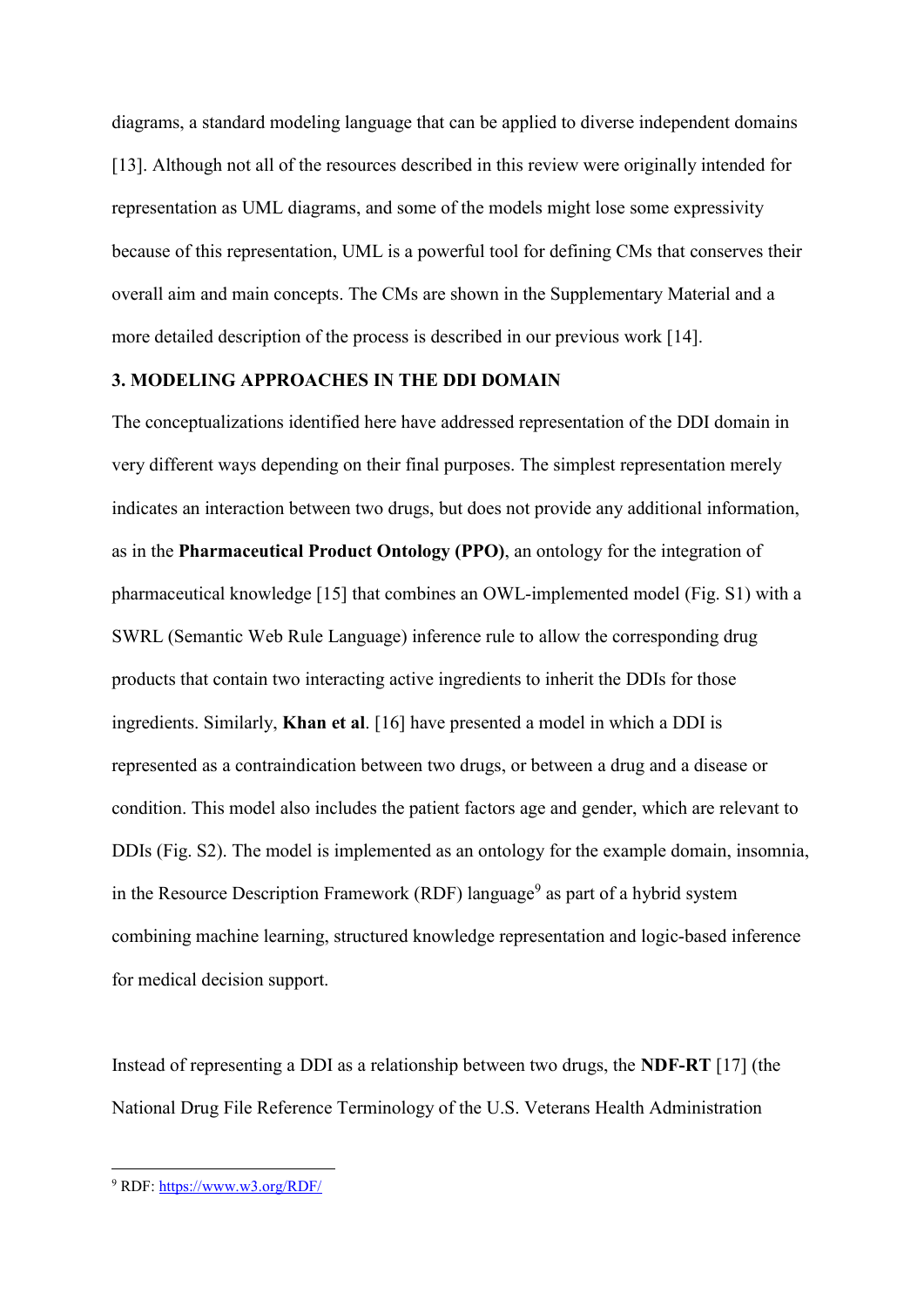diagrams, a standard modeling language that can be applied to diverse independent domains [13]. Although not all of the resources described in this review were originally intended for representation as UML diagrams, and some of the models might lose some expressivity because of this representation, UML is a powerful tool for defining CMs that conserves their overall aim and main concepts. The CMs are shown in the Supplementary Material and a more detailed description of the process is described in our previous work [14].

## 3. MODELING APPROACHES IN THE DDI DOMAIN

The conceptualizations identified here have addressed representation of the DDI domain in very different ways depending on their final purposes. The simplest representation merely indicates an interaction between two drugs, but does not provide any additional information, as in the **Pharmaceutical Product Ontology (PPO)**, an ontology for the integration of pharmaceutical knowledge [15] that combines an OWL-implemented model (Fig. S1) with a SWRL (Semantic Web Rule Language) inference rule to allow the corresponding drug products that contain two interacting active ingredients to inherit the DDIs for those ingredients. Similarly, **Khan et al**. [16] have presented a model in which a DDI is represented as a contraindication between two drugs, or between a drug and a disease or condition. This model also includes the patient factors age and gender, which are relevant to DDIs (Fig. S2). The model is implemented as an ontology for the example domain, insomnia, in the Resource Description Framework (RDF) language[9] as part of a hybrid system combining machine learning, structured knowledge representation and logic-based inference for medical decision support.

Instead of representing a DDI as a relationship between two drugs, the **NDF-RT** [17] (the National Drug File Reference Terminology of the U.S. Veterans Health Administration

[9] RDF: https://www.w3.org/RDF/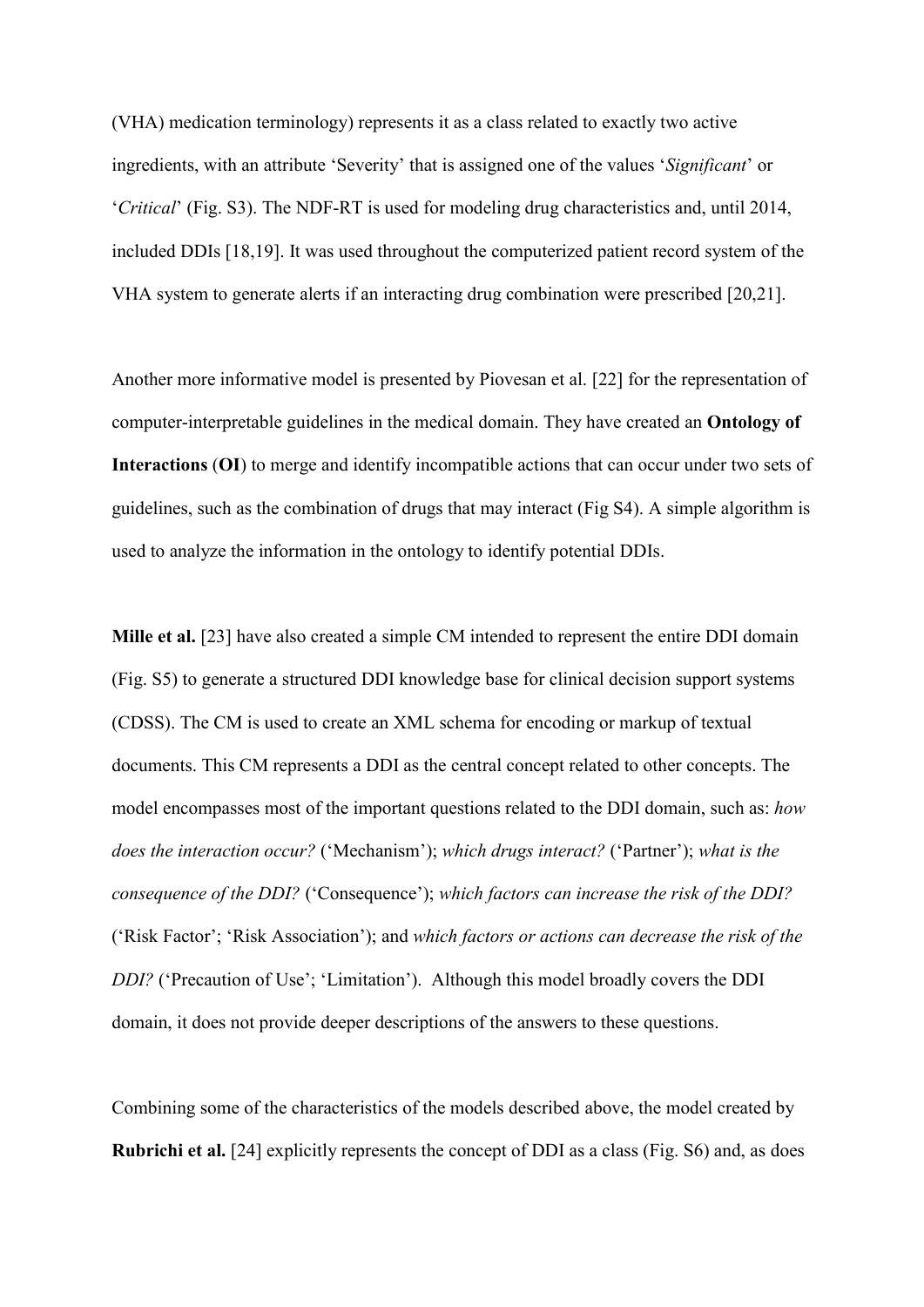(VHA) medication terminology) represents it as a class related to exactly two active ingredients, with an attribute 'Severity' that is assigned one of the values '*Significant*' or '*Critical*' (Fig. S3). The NDF-RT is used for modeling drug characteristics and, until 2014, included DDIs [18,19]. It was used throughout the computerized patient record system of the VHA system to generate alerts if an interacting drug combination were prescribed [20,21].

Another more informative model is presented by Piovesan et al. [22] for the representation of computer-interpretable guidelines in the medical domain. They have created an **Ontology of Interactions** (**OI**) to merge and identify incompatible actions that can occur under two sets of guidelines, such as the combination of drugs that may interact (Fig S4). A simple algorithm is used to analyze the information in the ontology to identify potential DDIs.

**Mille et al.** [23] have also created a simple CM intended to represent the entire DDI domain (Fig. S5) to generate a structured DDI knowledge base for clinical decision support systems (CDSS). The CM is used to create an XML schema for encoding or markup of textual documents. This CM represents a DDI as the central concept related to other concepts. The model encompasses most of the important questions related to the DDI domain, such as: *how does the interaction occur?* ('Mechanism'); *which drugs interact?* ('Partner'); *what is the consequence of the DDI?* ('Consequence'); *which factors can increase the risk of the DDI?* ('Risk Factor'; 'Risk Association'); and *which factors or actions can decrease the risk of the DDI?* ('Precaution of Use'; 'Limitation'). Although this model broadly covers the DDI domain, it does not provide deeper descriptions of the answers to these questions.

Combining some of the characteristics of the models described above, the model created by **Rubrichi et al.** [24] explicitly represents the concept of DDI as a class (Fig. S6) and, as does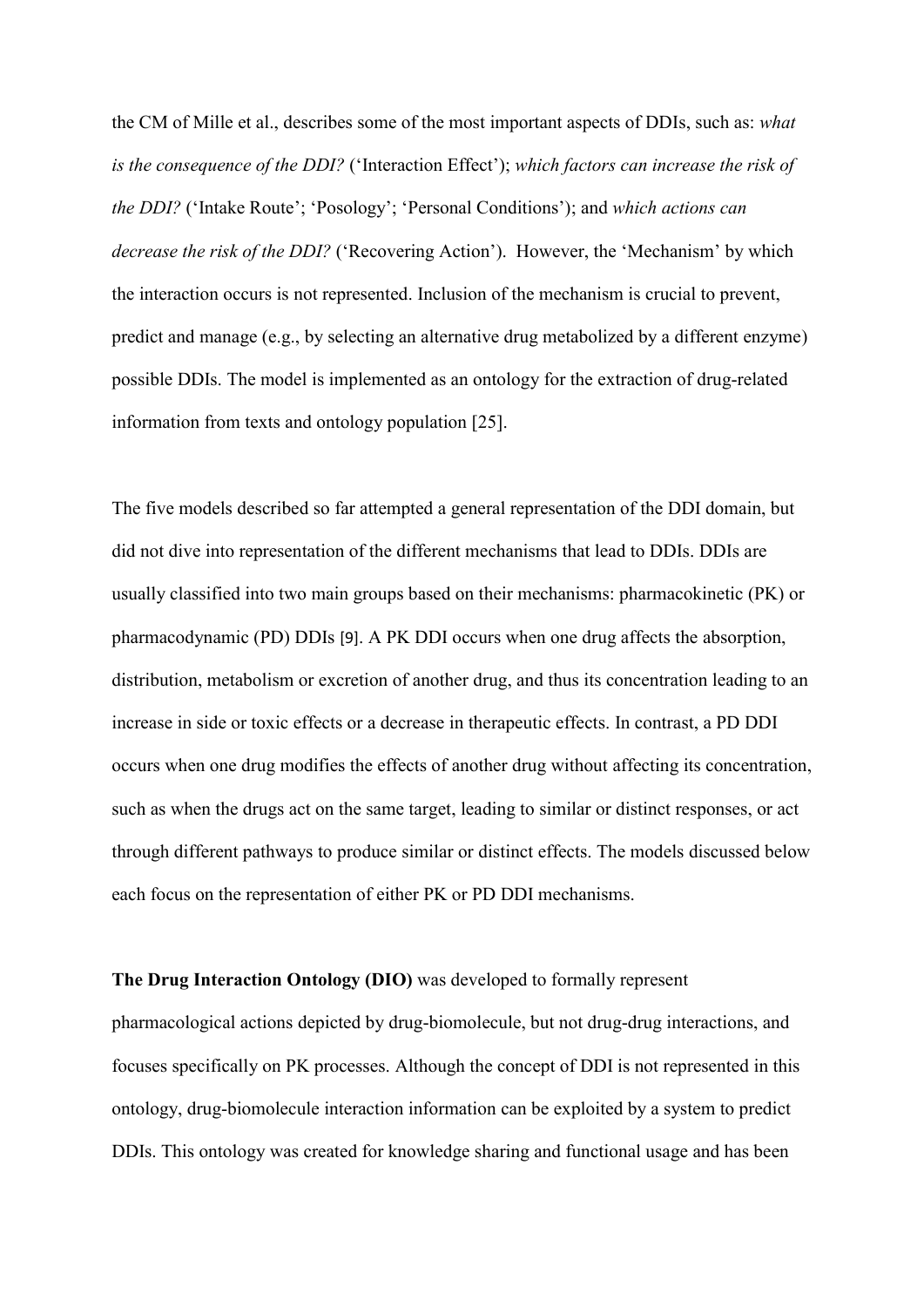the CM of Mille et al., describes some of the most important aspects of DDIs, such as: *what is the consequence of the DDI?* ('Interaction Effect'); *which factors can increase the risk of the DDI?* ('Intake Route'; 'Posology'; 'Personal Conditions'); and *which actions can decrease the risk of the DDI?* ('Recovering Action'). However, the 'Mechanism' by which the interaction occurs is not represented. Inclusion of the mechanism is crucial to prevent, predict and manage (e.g., by selecting an alternative drug metabolized by a different enzyme) possible DDIs. The model is implemented as an ontology for the extraction of drug-related information from texts and ontology population [25].

The five models described so far attempted a general representation of the DDI domain, but did not dive into representation of the different mechanisms that lead to DDIs. DDIs are usually classified into two main groups based on their mechanisms: pharmacokinetic (PK) or pharmacodynamic (PD) DDIs [9]. A PK DDI occurs when one drug affects the absorption, distribution, metabolism or excretion of another drug, and thus its concentration leading to an increase in side or toxic effects or a decrease in therapeutic effects. In contrast, a PD DDI occurs when one drug modifies the effects of another drug without affecting its concentration, such as when the drugs act on the same target, leading to similar or distinct responses, or act through different pathways to produce similar or distinct effects. The models discussed below each focus on the representation of either PK or PD DDI mechanisms.

**The Drug Interaction Ontology (DIO)** was developed to formally represent pharmacological actions depicted by drug-biomolecule, but not drug-drug interactions, and focuses specifically on PK processes. Although the concept of DDI is not represented in this ontology, drug-biomolecule interaction information can be exploited by a system to predict DDIs. This ontology was created for knowledge sharing and functional usage and has been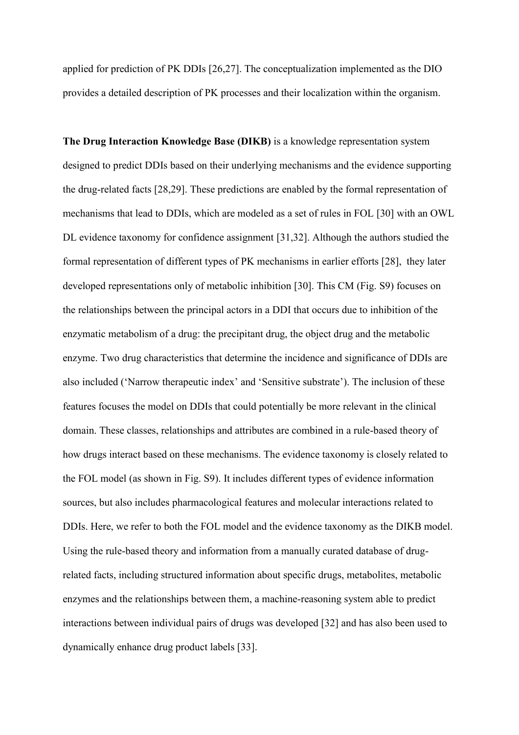applied for prediction of PK DDIs [26,27]. The conceptualization implemented as the DIO provides a detailed description of PK processes and their localization within the organism.

**The Drug Interaction Knowledge Base (DIKB)** is a knowledge representation system designed to predict DDIs based on their underlying mechanisms and the evidence supporting the drug-related facts [28,29]. These predictions are enabled by the formal representation of mechanisms that lead to DDIs, which are modeled as a set of rules in FOL [30] with an OWL DL evidence taxonomy for confidence assignment [31,32]. Although the authors studied the formal representation of different types of PK mechanisms in earlier efforts [28], they later developed representations only of metabolic inhibition [30]. This CM (Fig. S9) focuses on the relationships between the principal actors in a DDI that occurs due to inhibition of the enzymatic metabolism of a drug: the precipitant drug, the object drug and the metabolic enzyme. Two drug characteristics that determine the incidence and significance of DDIs are also included ('Narrow therapeutic index' and 'Sensitive substrate'). The inclusion of these features focuses the model on DDIs that could potentially be more relevant in the clinical domain. These classes, relationships and attributes are combined in a rule-based theory of how drugs interact based on these mechanisms. The evidence taxonomy is closely related to the FOL model (as shown in Fig. S9). It includes different types of evidence information sources, but also includes pharmacological features and molecular interactions related to DDIs. Here, we refer to both the FOL model and the evidence taxonomy as the DIKB model. Using the rule-based theory and information from a manually curated database of drug-related facts, including structured information about specific drugs, metabolites, metabolic enzymes and the relationships between them, a machine-reasoning system able to predict interactions between individual pairs of drugs was developed [32] and has also been used to dynamically enhance drug product labels [33].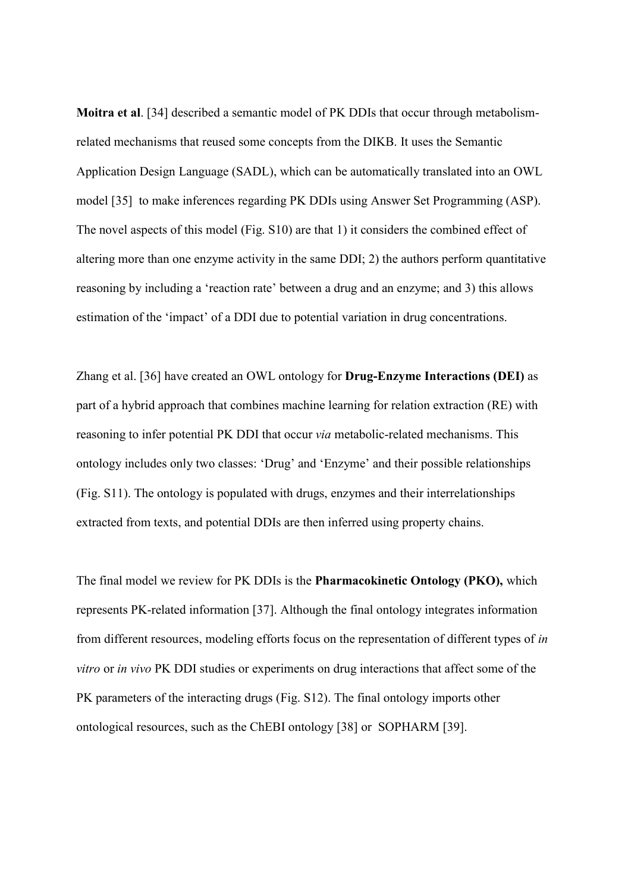**Moitra et al**. [34] described a semantic model of PK DDIs that occur through metabolism-related mechanisms that reused some concepts from the DIKB. It uses the Semantic Application Design Language (SADL), which can be automatically translated into an OWL model [35] to make inferences regarding PK DDIs using Answer Set Programming (ASP). The novel aspects of this model (Fig. S10) are that 1) it considers the combined effect of altering more than one enzyme activity in the same DDI; 2) the authors perform quantitative reasoning by including a 'reaction rate' between a drug and an enzyme; and 3) this allows estimation of the 'impact' of a DDI due to potential variation in drug concentrations.

Zhang et al. [36] have created an OWL ontology for **Drug-Enzyme Interactions (DEI)** as part of a hybrid approach that combines machine learning for relation extraction (RE) with reasoning to infer potential PK DDI that occur *via* metabolic-related mechanisms. This ontology includes only two classes: 'Drug' and 'Enzyme' and their possible relationships (Fig. S11). The ontology is populated with drugs, enzymes and their interrelationships extracted from texts, and potential DDIs are then inferred using property chains.

The final model we review for PK DDIs is the **Pharmacokinetic Ontology (PKO),** which represents PK-related information [37]. Although the final ontology integrates information from different resources, modeling efforts focus on the representation of different types of *in vitro* or *in vivo* PK DDI studies or experiments on drug interactions that affect some of the PK parameters of the interacting drugs (Fig. S12). The final ontology imports other ontological resources, such as the ChEBI ontology [38] or SOPHARM [39].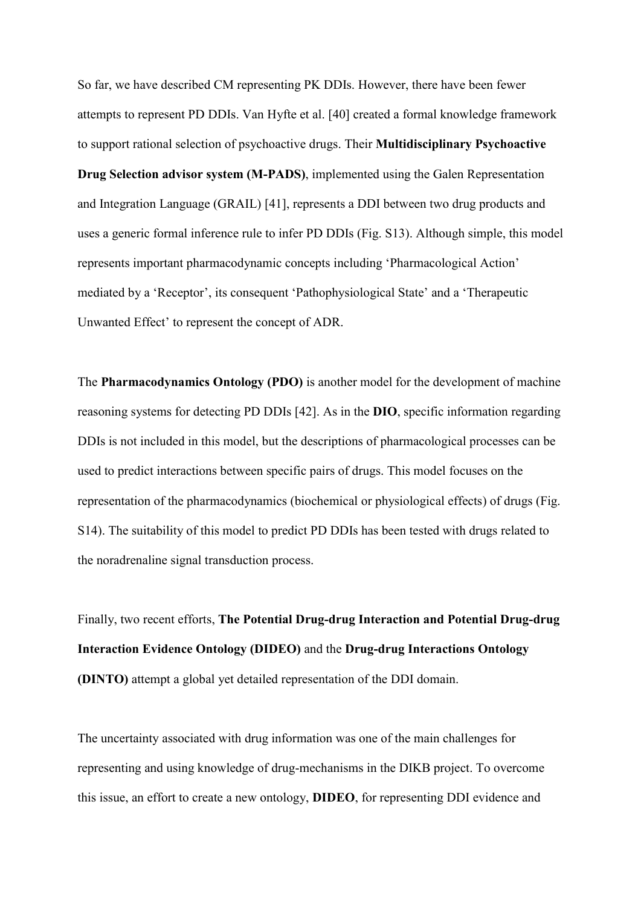So far, we have described CM representing PK DDIs. However, there have been fewer attempts to represent PD DDIs. Van Hyfte et al. [40] created a formal knowledge framework to support rational selection of psychoactive drugs. Their **Multidisciplinary Psychoactive Drug Selection advisor system (M-PADS)**, implemented using the Galen Representation and Integration Language (GRAIL) [41], represents a DDI between two drug products and uses a generic formal inference rule to infer PD DDIs (Fig. S13). Although simple, this model represents important pharmacodynamic concepts including 'Pharmacological Action' mediated by a 'Receptor', its consequent 'Pathophysiological State' and a 'Therapeutic Unwanted Effect' to represent the concept of ADR.

The **Pharmacodynamics Ontology (PDO)** is another model for the development of machine reasoning systems for detecting PD DDIs [42]. As in the **DIO**, specific information regarding DDIs is not included in this model, but the descriptions of pharmacological processes can be used to predict interactions between specific pairs of drugs. This model focuses on the representation of the pharmacodynamics (biochemical or physiological effects) of drugs (Fig. S14). The suitability of this model to predict PD DDIs has been tested with drugs related to the noradrenaline signal transduction process.

Finally, two recent efforts, **The Potential Drug-drug Interaction and Potential Drug-drug Interaction Evidence Ontology (DIDEO)** and the **Drug-drug Interactions Ontology (DINTO)** attempt a global yet detailed representation of the DDI domain.

The uncertainty associated with drug information was one of the main challenges for representing and using knowledge of drug-mechanisms in the DIKB project. To overcome this issue, an effort to create a new ontology, **DIDEO**, for representing DDI evidence and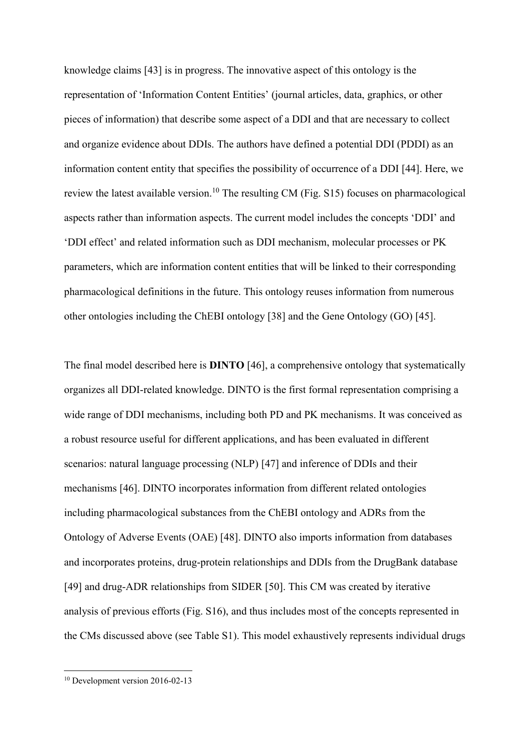knowledge claims [43] is in progress. The innovative aspect of this ontology is the representation of 'Information Content Entities' (journal articles, data, graphics, or other pieces of information) that describe some aspect of a DDI and that are necessary to collect and organize evidence about DDIs. The authors have defined a potential DDI (PDDI) as an information content entity that specifies the possibility of occurrence of a DDI [44]. Here, we review the latest available version.[10] The resulting CM (Fig. S15) focuses on pharmacological aspects rather than information aspects. The current model includes the concepts 'DDI' and 'DDI effect' and related information such as DDI mechanism, molecular processes or PK parameters, which are information content entities that will be linked to their corresponding pharmacological definitions in the future. This ontology reuses information from numerous other ontologies including the ChEBI ontology [38] and the Gene Ontology (GO) [45].

The final model described here is **DINTO** [46], a comprehensive ontology that systematically organizes all DDI-related knowledge. DINTO is the first formal representation comprising a wide range of DDI mechanisms, including both PD and PK mechanisms. It was conceived as a robust resource useful for different applications, and has been evaluated in different scenarios: natural language processing (NLP) [47] and inference of DDIs and their mechanisms [46]. DINTO incorporates information from different related ontologies including pharmacological substances from the ChEBI ontology and ADRs from the Ontology of Adverse Events (OAE) [48]. DINTO also imports information from databases and incorporates proteins, drug-protein relationships and DDIs from the DrugBank database [49] and drug-ADR relationships from SIDER [50]. This CM was created by iterative analysis of previous efforts (Fig. S16), and thus includes most of the concepts represented in the CMs discussed above (see Table S1). This model exhaustively represents individual drugs

[10] Development version 2016-02-13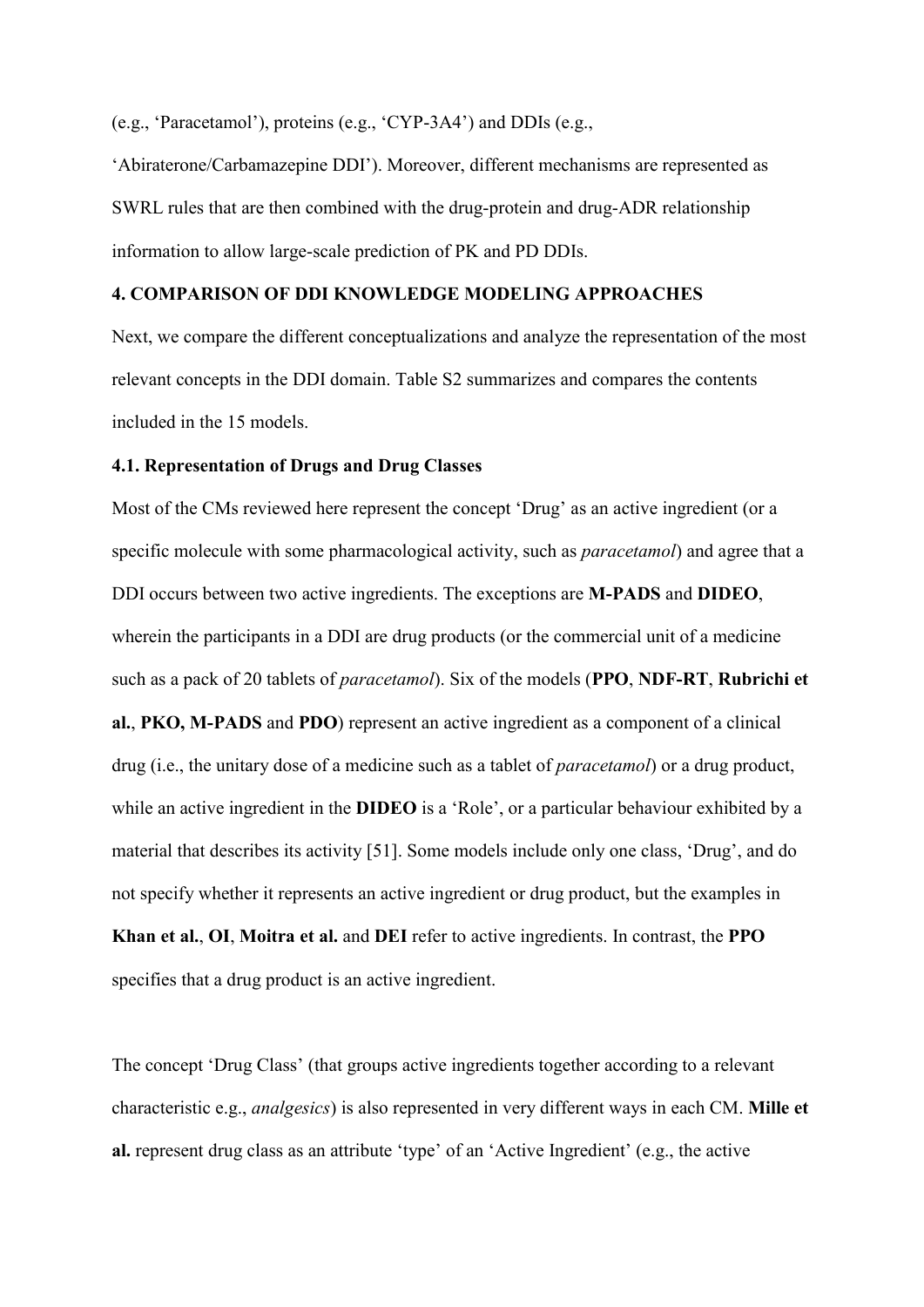(e.g., 'Paracetamol'), proteins (e.g., 'CYP-3A4') and DDIs (e.g., 'Abiraterone/Carbamazepine DDI'). Moreover, different mechanisms are represented as SWRL rules that are then combined with the drug-protein and drug-ADR relationship information to allow large-scale prediction of PK and PD DDIs.

## 4. COMPARISON OF DDI KNOWLEDGE MODELING APPROACHES

Next, we compare the different conceptualizations and analyze the representation of the most relevant concepts in the DDI domain. Table S2 summarizes and compares the contents included in the 15 models.

### 4.1. Representation of Drugs and Drug Classes

Most of the CMs reviewed here represent the concept 'Drug' as an active ingredient (or a specific molecule with some pharmacological activity, such as *paracetamol*) and agree that a DDI occurs between two active ingredients. The exceptions are **M-PADS** and **DIDEO**, wherein the participants in a DDI are drug products (or the commercial unit of a medicine such as a pack of 20 tablets of *paracetamol*). Six of the models (**PPO**, **NDF-RT**, **Rubrichi et al.**, **PKO, M-PADS** and **PDO**) represent an active ingredient as a component of a clinical drug (i.e., the unitary dose of a medicine such as a tablet of *paracetamol*) or a drug product, while an active ingredient in the **DIDEO** is a 'Role', or a particular behaviour exhibited by a material that describes its activity [51]. Some models include only one class, 'Drug', and do not specify whether it represents an active ingredient or drug product, but the examples in **Khan et al.**, **OI**, **Moitra et al.** and **DEI** refer to active ingredients. In contrast, the **PPO** specifies that a drug product is an active ingredient.

The concept 'Drug Class' (that groups active ingredients together according to a relevant characteristic e.g., *analgesics*) is also represented in very different ways in each CM. **Mille et al.** represent drug class as an attribute 'type' of an 'Active Ingredient' (e.g., the active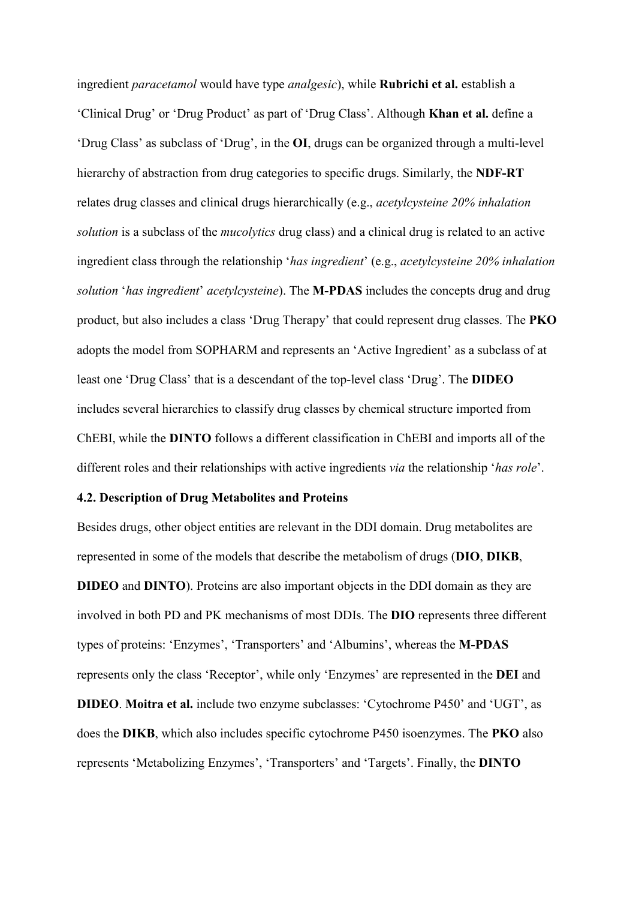ingredient *paracetamol* would have type *analgesic*), while **Rubrichi et al.** establish a 'Clinical Drug' or 'Drug Product' as part of 'Drug Class'. Although **Khan et al.** define a 'Drug Class' as subclass of 'Drug', in the **OI**, drugs can be organized through a multi-level hierarchy of abstraction from drug categories to specific drugs. Similarly, the **NDF-RT** relates drug classes and clinical drugs hierarchically (e.g., *acetylcysteine 20% inhalation solution* is a subclass of the *mucolytics* drug class) and a clinical drug is related to an active ingredient class through the relationship '*has ingredient*' (e.g., *acetylcysteine 20% inhalation solution* '*has ingredient*' *acetylcysteine*). The **M-PDAS** includes the concepts drug and drug product, but also includes a class 'Drug Therapy' that could represent drug classes. The **PKO** adopts the model from SOPHARM and represents an 'Active Ingredient' as a subclass of at least one 'Drug Class' that is a descendant of the top-level class 'Drug'. The **DIDEO** includes several hierarchies to classify drug classes by chemical structure imported from ChEBI, while the **DINTO** follows a different classification in ChEBI and imports all of the different roles and their relationships with active ingredients *via* the relationship '*has role*'.

### 4.2. Description of Drug Metabolites and Proteins

Besides drugs, other object entities are relevant in the DDI domain. Drug metabolites are represented in some of the models that describe the metabolism of drugs (**DIO**, **DIKB**, **DIDEO** and **DINTO**). Proteins are also important objects in the DDI domain as they are involved in both PD and PK mechanisms of most DDIs. The **DIO** represents three different types of proteins: 'Enzymes', 'Transporters' and 'Albumins', whereas the **M-PDAS** represents only the class 'Receptor', while only 'Enzymes' are represented in the **DEI** and **DIDEO**. **Moitra et al.** include two enzyme subclasses: 'Cytochrome P450' and 'UGT', as does the **DIKB**, which also includes specific cytochrome P450 isoenzymes. The **PKO** also represents 'Metabolizing Enzymes', 'Transporters' and 'Targets'. Finally, the **DINTO**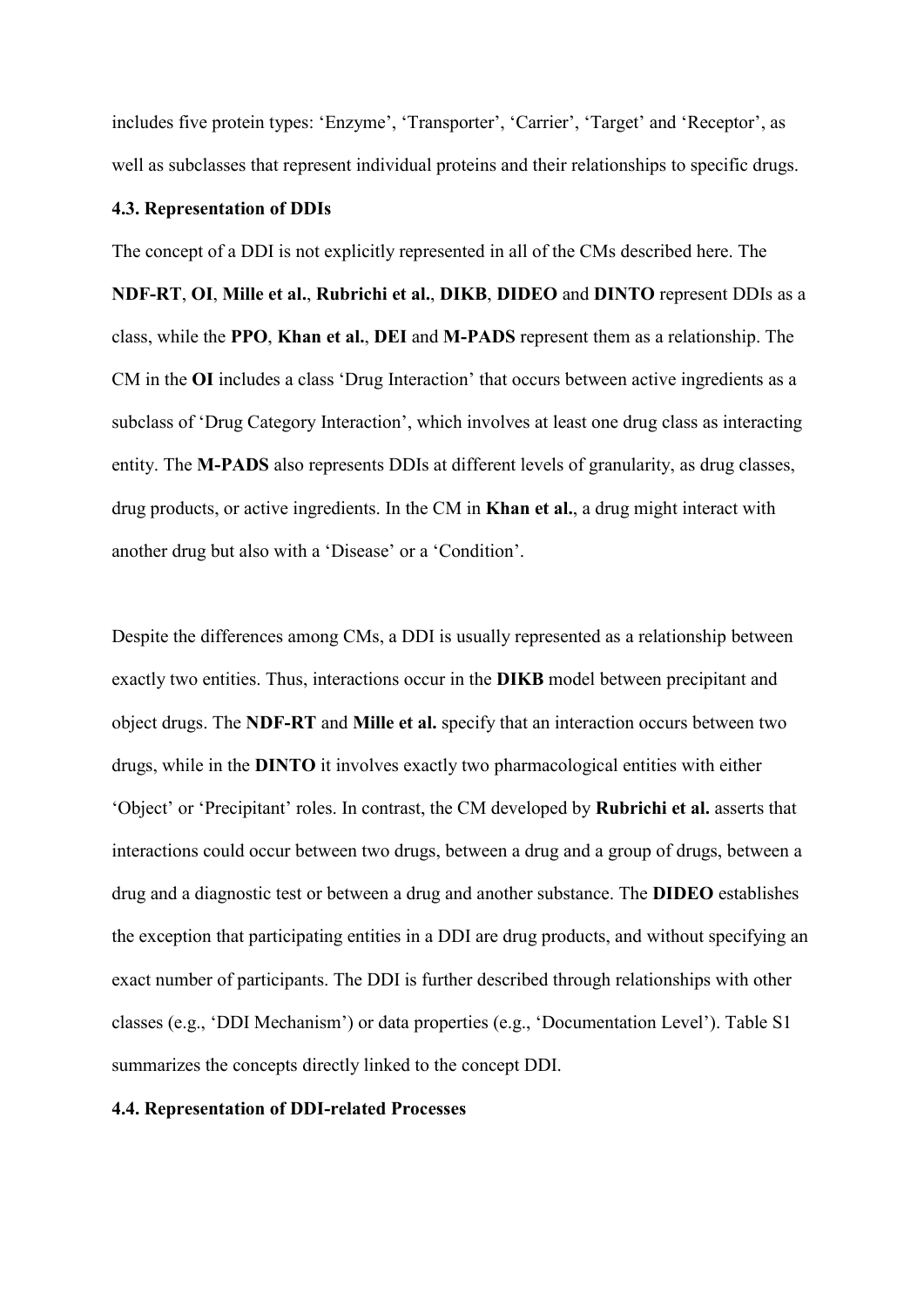includes five protein types: 'Enzyme', 'Transporter', 'Carrier', 'Target' and 'Receptor', as well as subclasses that represent individual proteins and their relationships to specific drugs.

### 4.3. Representation of DDIs

The concept of a DDI is not explicitly represented in all of the CMs described here. The **NDF-RT**, **OI**, **Mille et al.**, **Rubrichi et al.**, **DIKB**, **DIDEO** and **DINTO** represent DDIs as a class, while the **PPO**, **Khan et al.**, **DEI** and **M-PADS** represent them as a relationship. The CM in the **OI** includes a class 'Drug Interaction' that occurs between active ingredients as a subclass of 'Drug Category Interaction', which involves at least one drug class as interacting entity. The **M-PADS** also represents DDIs at different levels of granularity, as drug classes, drug products, or active ingredients. In the CM in **Khan et al.**, a drug might interact with another drug but also with a 'Disease' or a 'Condition'.

Despite the differences among CMs, a DDI is usually represented as a relationship between exactly two entities. Thus, interactions occur in the **DIKB** model between precipitant and object drugs. The **NDF-RT** and **Mille et al.** specify that an interaction occurs between two drugs, while in the **DINTO** it involves exactly two pharmacological entities with either 'Object' or 'Precipitant' roles. In contrast, the CM developed by **Rubrichi et al.** asserts that interactions could occur between two drugs, between a drug and a group of drugs, between a drug and a diagnostic test or between a drug and another substance. The **DIDEO** establishes the exception that participating entities in a DDI are drug products, and without specifying an exact number of participants. The DDI is further described through relationships with other classes (e.g., 'DDI Mechanism') or data properties (e.g., 'Documentation Level'). Table S1 summarizes the concepts directly linked to the concept DDI.

### 4.4. Representation of DDI-related Processes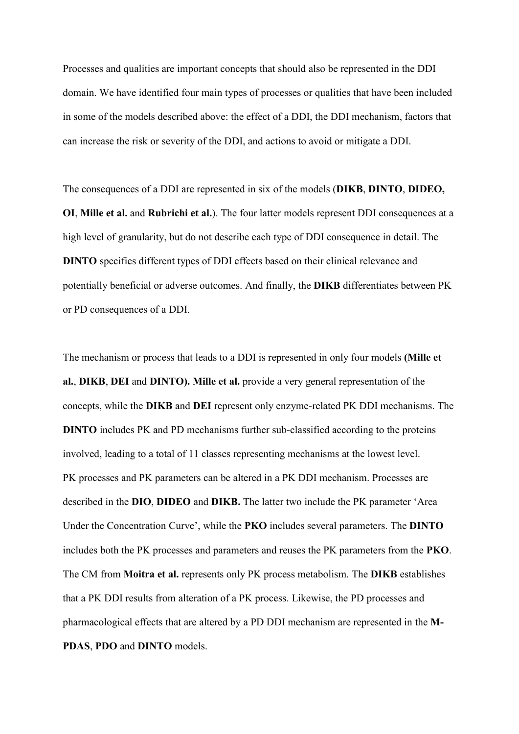Processes and qualities are important concepts that should also be represented in the DDI domain. We have identified four main types of processes or qualities that have been included in some of the models described above: the effect of a DDI, the DDI mechanism, factors that can increase the risk or severity of the DDI, and actions to avoid or mitigate a DDI.

The consequences of a DDI are represented in six of the models (**DIKB**, **DINTO**, **DIDEO, OI**, **Mille et al.** and **Rubrichi et al.**). The four latter models represent DDI consequences at a high level of granularity, but do not describe each type of DDI consequence in detail. The **DINTO** specifies different types of DDI effects based on their clinical relevance and potentially beneficial or adverse outcomes. And finally, the **DIKB** differentiates between PK or PD consequences of a DDI.

The mechanism or process that leads to a DDI is represented in only four models **(Mille et al.**, **DIKB**, **DEI** and **DINTO). Mille et al.** provide a very general representation of the concepts, while the **DIKB** and **DEI** represent only enzyme-related PK DDI mechanisms. The **DINTO** includes PK and PD mechanisms further sub-classified according to the proteins involved, leading to a total of 11 classes representing mechanisms at the lowest level.
PK processes and PK parameters can be altered in a PK DDI mechanism. Processes are described in the **DIO**, **DIDEO** and **DIKB.** The latter two include the PK parameter 'Area Under the Concentration Curve', while the **PKO** includes several parameters. The **DINTO** includes both the PK processes and parameters and reuses the PK parameters from the **PKO**. The CM from **Moitra et al.** represents only PK process metabolism. The **DIKB** establishes that a PK DDI results from alteration of a PK process. Likewise, the PD processes and pharmacological effects that are altered by a PD DDI mechanism are represented in the **M-PDAS**, **PDO** and **DINTO** models.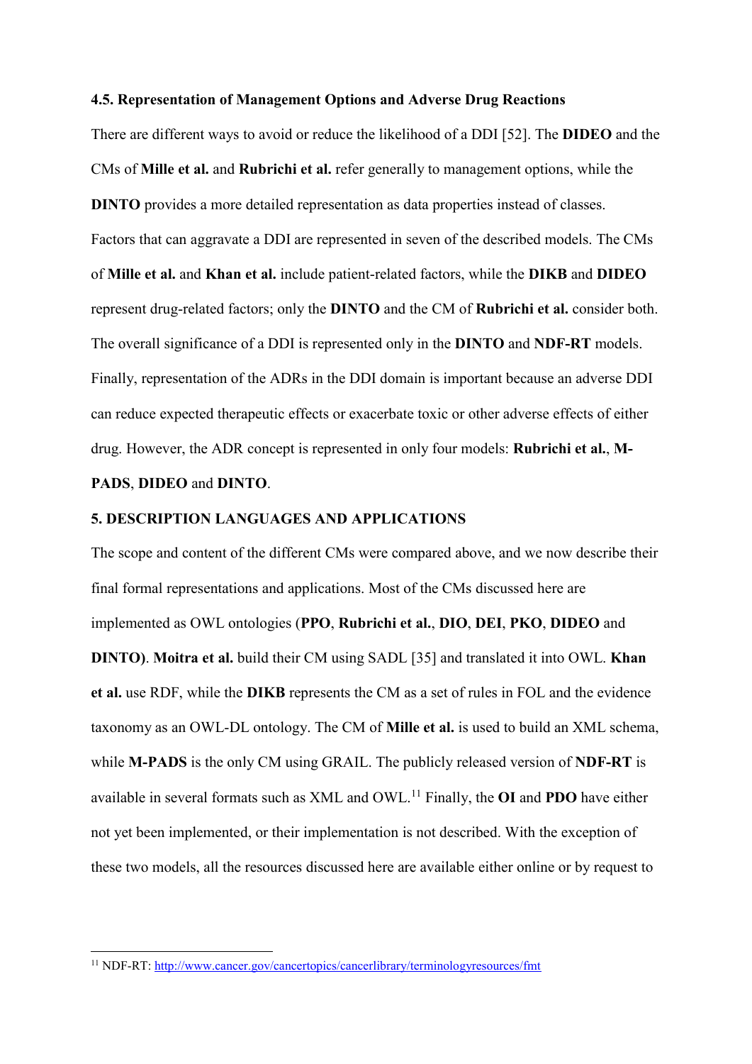### 4.5. Representation of Management Options and Adverse Drug Reactions

There are different ways to avoid or reduce the likelihood of a DDI [52]. The **DIDEO** and the CMs of **Mille et al.** and **Rubrichi et al.** refer generally to management options, while the **DINTO** provides a more detailed representation as data properties instead of classes. Factors that can aggravate a DDI are represented in seven of the described models. The CMs of **Mille et al.** and **Khan et al.** include patient-related factors, while the **DIKB** and **DIDEO** represent drug-related factors; only the **DINTO** and the CM of **Rubrichi et al.** consider both. The overall significance of a DDI is represented only in the **DINTO** and **NDF-RT** models. Finally, representation of the ADRs in the DDI domain is important because an adverse DDI can reduce expected therapeutic effects or exacerbate toxic or other adverse effects of either drug. However, the ADR concept is represented in only four models: **Rubrichi et al.**, **M-PADS**, **DIDEO** and **DINTO**.

## 5. DESCRIPTION LANGUAGES AND APPLICATIONS

The scope and content of the different CMs were compared above, and we now describe their final formal representations and applications. Most of the CMs discussed here are implemented as OWL ontologies (**PPO**, **Rubrichi et al.**, **DIO**, **DEI**, **PKO**, **DIDEO** and **DINTO**). **Moitra et al.** build their CM using SADL [35] and translated it into OWL. **Khan et al.** use RDF, while the **DIKB** represents the CM as a set of rules in FOL and the evidence taxonomy as an OWL-DL ontology. The CM of **Mille et al.** is used to build an XML schema, while **M-PADS** is the only CM using GRAIL. The publicly released version of **NDF-RT** is available in several formats such as XML and OWL.[11] Finally, the **OI** and **PDO** have either not yet been implemented, or their implementation is not described. With the exception of these two models, all the resources discussed here are available either online or by request to

[11] NDF-RT: http://www.cancer.gov/cancertopics/cancerlibrary/terminologyresources/fmt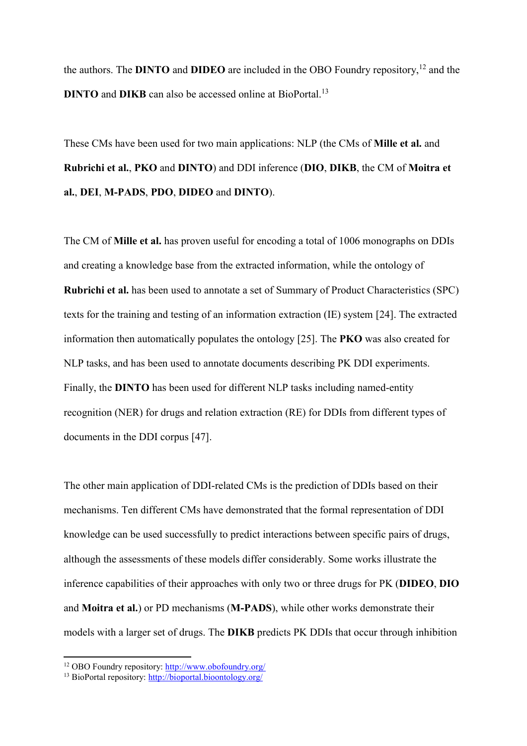the authors. The **DINTO** and **DIDEO** are included in the OBO Foundry repository,[12] and the **DINTO** and **DIKB** can also be accessed online at BioPortal.[13]

These CMs have been used for two main applications: NLP (the CMs of **Mille et al.** and **Rubrichi et al.**, **PKO** and **DINTO**) and DDI inference (**DIO**, **DIKB**, the CM of **Moitra et al.**, **DEI**, **M-PADS**, **PDO**, **DIDEO** and **DINTO**).

The CM of **Mille et al.** has proven useful for encoding a total of 1006 monographs on DDIs and creating a knowledge base from the extracted information, while the ontology of **Rubrichi et al.** has been used to annotate a set of Summary of Product Characteristics (SPC) texts for the training and testing of an information extraction (IE) system [24]. The extracted information then automatically populates the ontology [25]. The **PKO** was also created for NLP tasks, and has been used to annotate documents describing PK DDI experiments. Finally, the **DINTO** has been used for different NLP tasks including named-entity recognition (NER) for drugs and relation extraction (RE) for DDIs from different types of documents in the DDI corpus [47].

The other main application of DDI-related CMs is the prediction of DDIs based on their mechanisms. Ten different CMs have demonstrated that the formal representation of DDI knowledge can be used successfully to predict interactions between specific pairs of drugs, although the assessments of these models differ considerably. Some works illustrate the inference capabilities of their approaches with only two or three drugs for PK (**DIDEO**, **DIO** and **Moitra et al.**) or PD mechanisms (**M-PADS**), while other works demonstrate their models with a larger set of drugs. The **DIKB** predicts PK DDIs that occur through inhibition

[12] OBO Foundry repository: http://www.obofoundry.org/

[13] BioPortal repository: http://bioportal.bioontology.org/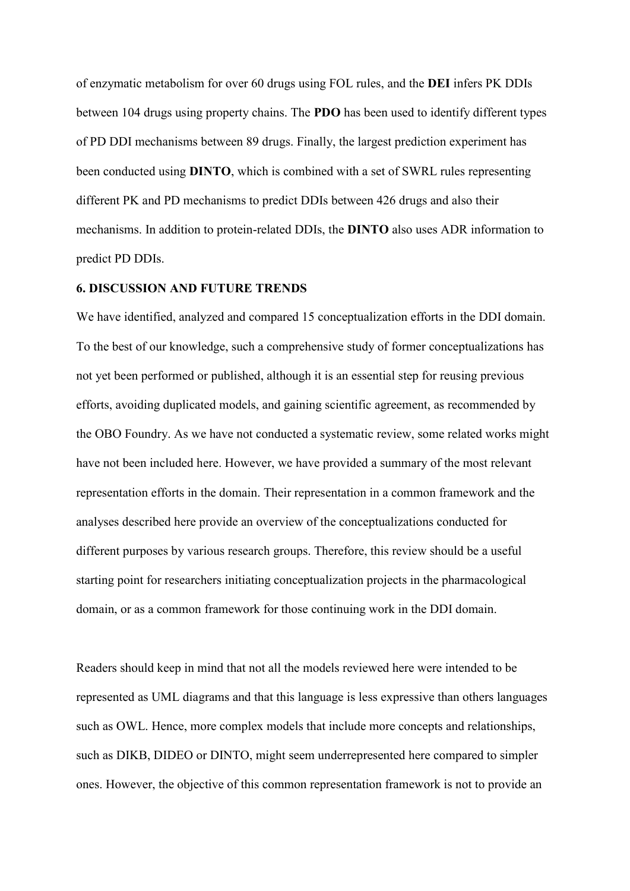of enzymatic metabolism for over 60 drugs using FOL rules, and the **DEI** infers PK DDIs between 104 drugs using property chains. The **PDO** has been used to identify different types of PD DDI mechanisms between 89 drugs. Finally, the largest prediction experiment has been conducted using **DINTO**, which is combined with a set of SWRL rules representing different PK and PD mechanisms to predict DDIs between 426 drugs and also their mechanisms. In addition to protein-related DDIs, the **DINTO** also uses ADR information to predict PD DDIs.

## 6. DISCUSSION AND FUTURE TRENDS

We have identified, analyzed and compared 15 conceptualization efforts in the DDI domain. To the best of our knowledge, such a comprehensive study of former conceptualizations has not yet been performed or published, although it is an essential step for reusing previous efforts, avoiding duplicated models, and gaining scientific agreement, as recommended by the OBO Foundry. As we have not conducted a systematic review, some related works might have not been included here. However, we have provided a summary of the most relevant representation efforts in the domain. Their representation in a common framework and the analyses described here provide an overview of the conceptualizations conducted for different purposes by various research groups. Therefore, this review should be a useful starting point for researchers initiating conceptualization projects in the pharmacological domain, or as a common framework for those continuing work in the DDI domain.

Readers should keep in mind that not all the models reviewed here were intended to be represented as UML diagrams and that this language is less expressive than others languages such as OWL. Hence, more complex models that include more concepts and relationships, such as DIKB, DIDEO or DINTO, might seem underrepresented here compared to simpler ones. However, the objective of this common representation framework is not to provide an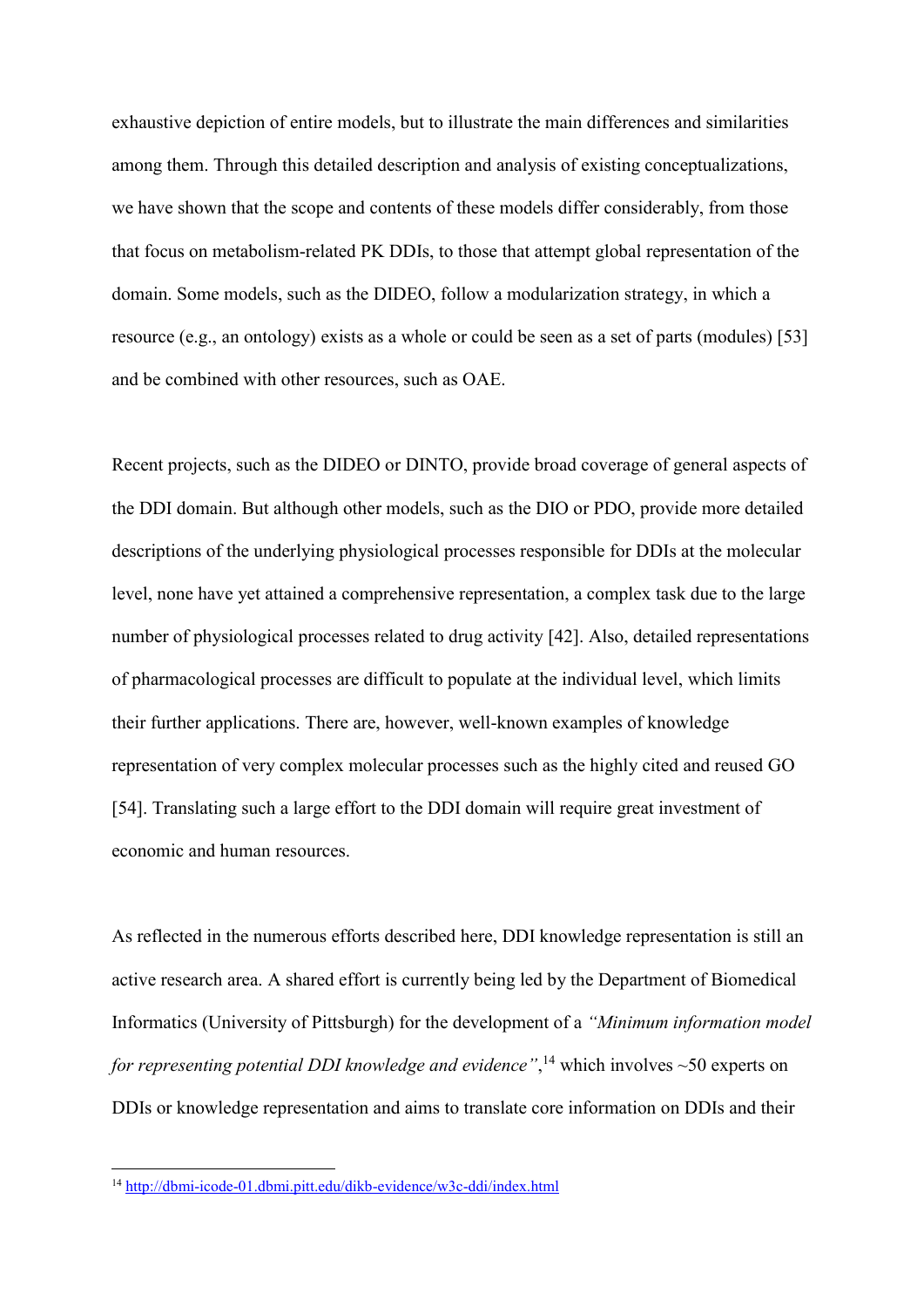exhaustive depiction of entire models, but to illustrate the main differences and similarities among them. Through this detailed description and analysis of existing conceptualizations, we have shown that the scope and contents of these models differ considerably, from those that focus on metabolism-related PK DDIs, to those that attempt global representation of the domain. Some models, such as the DIDEO, follow a modularization strategy, in which a resource (e.g., an ontology) exists as a whole or could be seen as a set of parts (modules) [53] and be combined with other resources, such as OAE.

Recent projects, such as the DIDEO or DINTO, provide broad coverage of general aspects of the DDI domain. But although other models, such as the DIO or PDO, provide more detailed descriptions of the underlying physiological processes responsible for DDIs at the molecular level, none have yet attained a comprehensive representation, a complex task due to the large number of physiological processes related to drug activity [42]. Also, detailed representations of pharmacological processes are difficult to populate at the individual level, which limits their further applications. There are, however, well-known examples of knowledge representation of very complex molecular processes such as the highly cited and reused GO [54]. Translating such a large effort to the DDI domain will require great investment of economic and human resources.

As reflected in the numerous efforts described here, DDI knowledge representation is still an active research area. A shared effort is currently being led by the Department of Biomedical Informatics (University of Pittsburgh) for the development of a *"Minimum information model for representing potential DDI knowledge and evidence"*,[14] which involves ~50 experts on DDIs or knowledge representation and aims to translate core information on DDIs and their

[14] http://dbmi-icode-01.dbmi.pitt.edu/dikb-evidence/w3c-ddi/index.html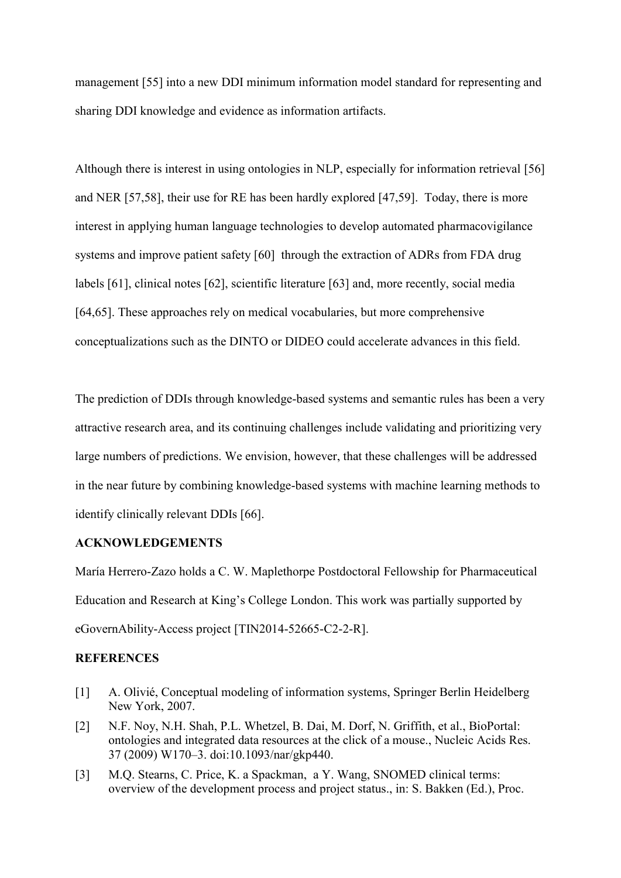management [55] into a new DDI minimum information model standard for representing and sharing DDI knowledge and evidence as information artifacts.

Although there is interest in using ontologies in NLP, especially for information retrieval [56] and NER [57,58], their use for RE has been hardly explored [47,59]. Today, there is more interest in applying human language technologies to develop automated pharmacovigilance systems and improve patient safety [60] through the extraction of ADRs from FDA drug labels [61], clinical notes [62], scientific literature [63] and, more recently, social media [64,65]. These approaches rely on medical vocabularies, but more comprehensive conceptualizations such as the DINTO or DIDEO could accelerate advances in this field.

The prediction of DDIs through knowledge-based systems and semantic rules has been a very attractive research area, and its continuing challenges include validating and prioritizing very large numbers of predictions. We envision, however, that these challenges will be addressed in the near future by combining knowledge-based systems with machine learning methods to identify clinically relevant DDIs [66].

## ACKNOWLEDGEMENTS

María Herrero-Zazo holds a C. W. Maplethorpe Postdoctoral Fellowship for Pharmaceutical Education and Research at King's College London. This work was partially supported by eGovernAbility-Access project [TIN2014-52665-C2-2-R].

## REFERENCES

[1] A. Olivié, Conceptual modeling of information systems, Springer Berlin Heidelberg New York, 2007.

[2] N.F. Noy, N.H. Shah, P.L. Whetzel, B. Dai, M. Dorf, N. Griffith, et al., BioPortal: ontologies and integrated data resources at the click of a mouse., Nucleic Acids Res. 37 (2009) W170–3. doi:10.1093/nar/gkp440.

[3] M.Q. Stearns, C. Price, K. a Spackman, a Y. Wang, SNOMED clinical terms: overview of the development process and project status., in: S. Bakken (Ed.), Proc.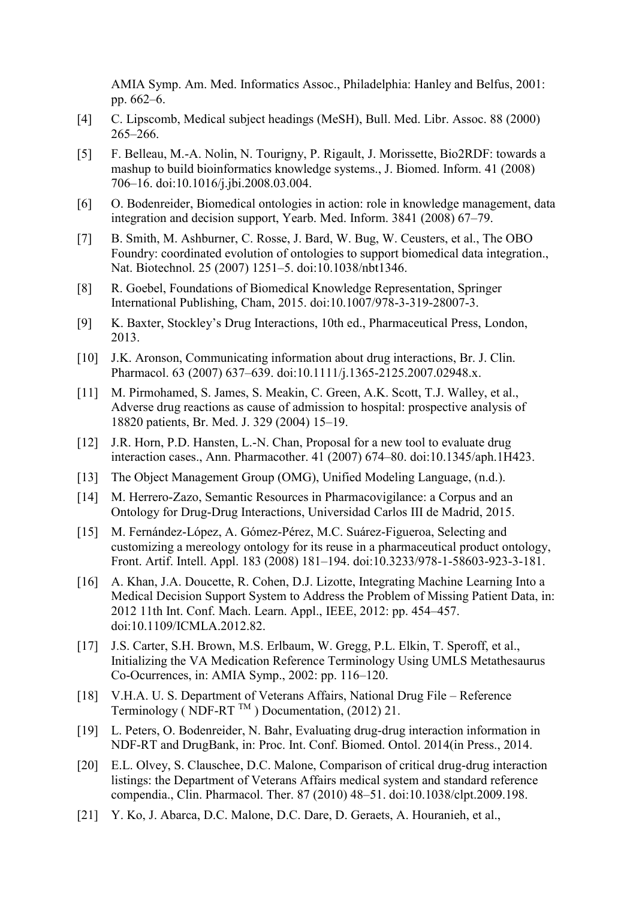AMIA Symp. Am. Med. Informatics Assoc., Philadelphia: Hanley and Belfus, 2001: pp. 662–6.

[4] C. Lipscomb, Medical subject headings (MeSH), Bull. Med. Libr. Assoc. 88 (2000) 265–266.

[5] F. Belleau, M.-A. Nolin, N. Tourigny, P. Rigault, J. Morissette, Bio2RDF: towards a mashup to build bioinformatics knowledge systems., J. Biomed. Inform. 41 (2008) 706–16. doi:10.1016/j.jbi.2008.03.004.

[6] O. Bodenreider, Biomedical ontologies in action: role in knowledge management, data integration and decision support, Yearb. Med. Inform. 3841 (2008) 67–79.

[7] B. Smith, M. Ashburner, C. Rosse, J. Bard, W. Bug, W. Ceusters, et al., The OBO Foundry: coordinated evolution of ontologies to support biomedical data integration., Nat. Biotechnol. 25 (2007) 1251–5. doi:10.1038/nbt1346.

[8] R. Goebel, Foundations of Biomedical Knowledge Representation, Springer International Publishing, Cham, 2015. doi:10.1007/978-3-319-28007-3.

[9] K. Baxter, Stockley's Drug Interactions, 10th ed., Pharmaceutical Press, London, 2013.

[10] J.K. Aronson, Communicating information about drug interactions, Br. J. Clin. Pharmacol. 63 (2007) 637–639. doi:10.1111/j.1365-2125.2007.02948.x.

[11] M. Pirmohamed, S. James, S. Meakin, C. Green, A.K. Scott, T.J. Walley, et al., Adverse drug reactions as cause of admission to hospital: prospective analysis of 18820 patients, Br. Med. J. 329 (2004) 15–19.

[12] J.R. Horn, P.D. Hansten, L.-N. Chan, Proposal for a new tool to evaluate drug interaction cases., Ann. Pharmacother. 41 (2007) 674–80. doi:10.1345/aph.1H423.

[13] The Object Management Group (OMG), Unified Modeling Language, (n.d.).

[14] M. Herrero-Zazo, Semantic Resources in Pharmacovigilance: a Corpus and an Ontology for Drug-Drug Interactions, Universidad Carlos III de Madrid, 2015.

[15] M. Fernández-López, A. Gómez-Pérez, M.C. Suárez-Figueroa, Selecting and customizing a mereology ontology for its reuse in a pharmaceutical product ontology, Front. Artif. Intell. Appl. 183 (2008) 181–194. doi:10.3233/978-1-58603-923-3-181.

[16] A. Khan, J.A. Doucette, R. Cohen, D.J. Lizotte, Integrating Machine Learning Into a Medical Decision Support System to Address the Problem of Missing Patient Data, in: 2012 11th Int. Conf. Mach. Learn. Appl., IEEE, 2012: pp. 454–457. doi:10.1109/ICMLA.2012.82.

[17] J.S. Carter, S.H. Brown, M.S. Erlbaum, W. Gregg, P.L. Elkin, T. Speroff, et al., Initializing the VA Medication Reference Terminology Using UMLS Metathesaurus Co-Ocurrences, in: AMIA Symp., 2002: pp. 116–120.

[18] V.H.A. U. S. Department of Veterans Affairs, National Drug File – Reference Terminology ( NDF-RT TM ) Documentation, (2012) 21.

[19] L. Peters, O. Bodenreider, N. Bahr, Evaluating drug-drug interaction information in NDF-RT and DrugBank, in: Proc. Int. Conf. Biomed. Ontol. 2014(in Press., 2014.

[20] E.L. Olvey, S. Clauschee, D.C. Malone, Comparison of critical drug-drug interaction listings: the Department of Veterans Affairs medical system and standard reference compendia., Clin. Pharmacol. Ther. 87 (2010) 48–51. doi:10.1038/clpt.2009.198.

[21] Y. Ko, J. Abarca, D.C. Malone, D.C. Dare, D. Geraets, A. Houranieh, et al.,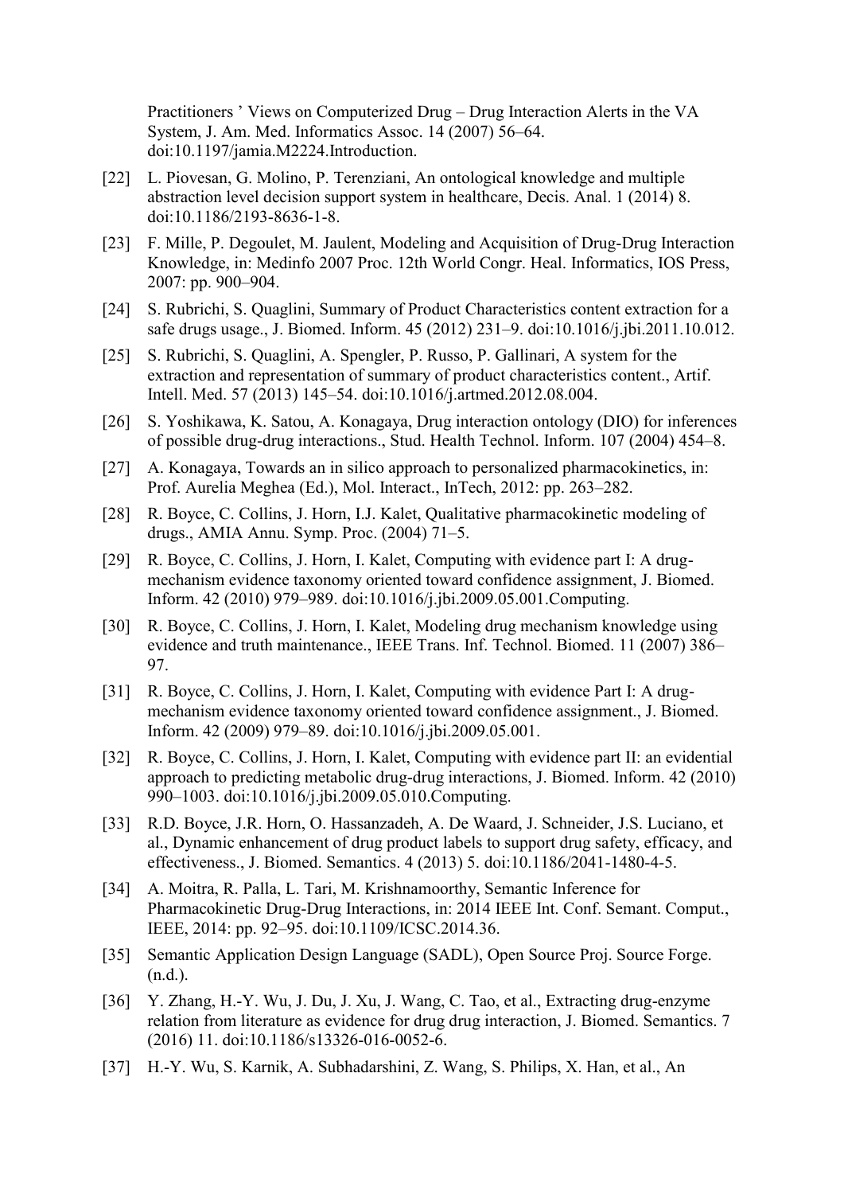Practitioners ' Views on Computerized Drug – Drug Interaction Alerts in the VA System, J. Am. Med. Informatics Assoc. 14 (2007) 56–64. doi:10.1197/jamia.M2224.Introduction.

[22] L. Piovesan, G. Molino, P. Terenziani, An ontological knowledge and multiple abstraction level decision support system in healthcare, Decis. Anal. 1 (2014) 8. doi:10.1186/2193-8636-1-8.

[23] F. Mille, P. Degoulet, M. Jaulent, Modeling and Acquisition of Drug-Drug Interaction Knowledge, in: Medinfo 2007 Proc. 12th World Congr. Heal. Informatics, IOS Press, 2007: pp. 900–904.

[24] S. Rubrichi, S. Quaglini, Summary of Product Characteristics content extraction for a safe drugs usage., J. Biomed. Inform. 45 (2012) 231–9. doi:10.1016/j.jbi.2011.10.012.

[25] S. Rubrichi, S. Quaglini, A. Spengler, P. Russo, P. Gallinari, A system for the extraction and representation of summary of product characteristics content., Artif. Intell. Med. 57 (2013) 145–54. doi:10.1016/j.artmed.2012.08.004.

[26] S. Yoshikawa, K. Satou, A. Konagaya, Drug interaction ontology (DIO) for inferences of possible drug-drug interactions., Stud. Health Technol. Inform. 107 (2004) 454–8.

[27] A. Konagaya, Towards an in silico approach to personalized pharmacokinetics, in: Prof. Aurelia Meghea (Ed.), Mol. Interact., InTech, 2012: pp. 263–282.

[28] R. Boyce, C. Collins, J. Horn, I.J. Kalet, Qualitative pharmacokinetic modeling of drugs., AMIA Annu. Symp. Proc. (2004) 71–5.

[29] R. Boyce, C. Collins, J. Horn, I. Kalet, Computing with evidence part I: A drug-mechanism evidence taxonomy oriented toward confidence assignment, J. Biomed. Inform. 42 (2010) 979–989. doi:10.1016/j.jbi.2009.05.001.Computing.

[30] R. Boyce, C. Collins, J. Horn, I. Kalet, Modeling drug mechanism knowledge using evidence and truth maintenance., IEEE Trans. Inf. Technol. Biomed. 11 (2007) 386–97.

[31] R. Boyce, C. Collins, J. Horn, I. Kalet, Computing with evidence Part I: A drug-mechanism evidence taxonomy oriented toward confidence assignment., J. Biomed. Inform. 42 (2009) 979–89. doi:10.1016/j.jbi.2009.05.001.

[32] R. Boyce, C. Collins, J. Horn, I. Kalet, Computing with evidence part II: an evidential approach to predicting metabolic drug-drug interactions, J. Biomed. Inform. 42 (2010) 990–1003. doi:10.1016/j.jbi.2009.05.010.Computing.

[33] R.D. Boyce, J.R. Horn, O. Hassanzadeh, A. De Waard, J. Schneider, J.S. Luciano, et al., Dynamic enhancement of drug product labels to support drug safety, efficacy, and effectiveness., J. Biomed. Semantics. 4 (2013) 5. doi:10.1186/2041-1480-4-5.

[34] A. Moitra, R. Palla, L. Tari, M. Krishnamoorthy, Semantic Inference for Pharmacokinetic Drug-Drug Interactions, in: 2014 IEEE Int. Conf. Semant. Comput., IEEE, 2014: pp. 92–95. doi:10.1109/ICSC.2014.36.

[35] Semantic Application Design Language (SADL), Open Source Proj. Source Forge. (n.d.).

[36] Y. Zhang, H.-Y. Wu, J. Du, J. Xu, J. Wang, C. Tao, et al., Extracting drug-enzyme relation from literature as evidence for drug drug interaction, J. Biomed. Semantics. 7 (2016) 11. doi:10.1186/s13326-016-0052-6.

[37] H.-Y. Wu, S. Karnik, A. Subhadarshini, Z. Wang, S. Philips, X. Han, et al., An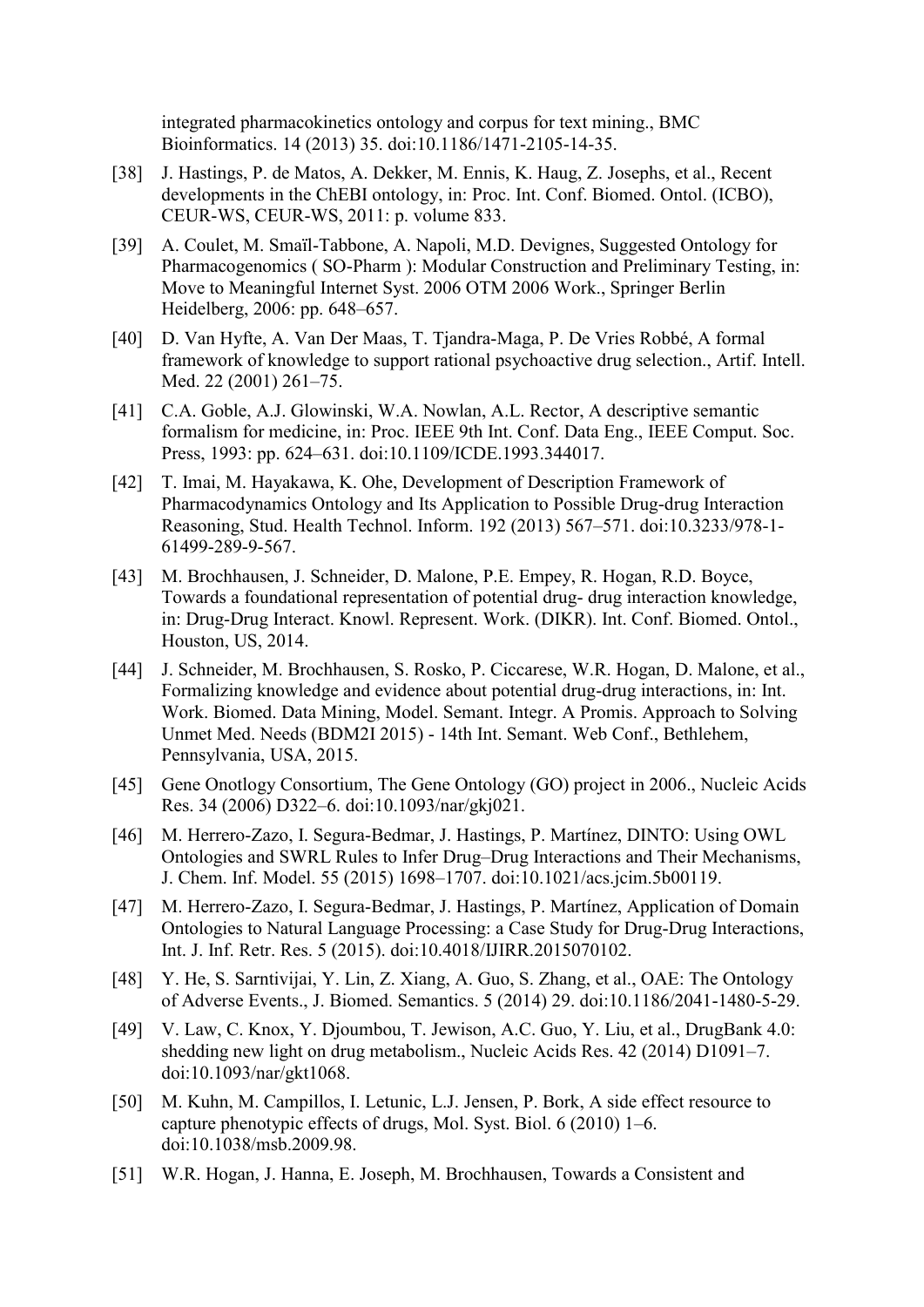integrated pharmacokinetics ontology and corpus for text mining., BMC Bioinformatics. 14 (2013) 35. doi:10.1186/1471-2105-14-35.

[38] J. Hastings, P. de Matos, A. Dekker, M. Ennis, K. Haug, Z. Josephs, et al., Recent developments in the ChEBI ontology, in: Proc. Int. Conf. Biomed. Ontol. (ICBO), CEUR-WS, CEUR-WS, 2011: p. volume 833.

[39] A. Coulet, M. Smaïl-Tabbone, A. Napoli, M.D. Devignes, Suggested Ontology for Pharmacogenomics ( SO-Pharm ): Modular Construction and Preliminary Testing, in: Move to Meaningful Internet Syst. 2006 OTM 2006 Work., Springer Berlin Heidelberg, 2006: pp. 648–657.

[40] D. Van Hyfte, A. Van Der Maas, T. Tjandra-Maga, P. De Vries Robbé, A formal framework of knowledge to support rational psychoactive drug selection., Artif. Intell. Med. 22 (2001) 261–75.

[41] C.A. Goble, A.J. Glowinski, W.A. Nowlan, A.L. Rector, A descriptive semantic formalism for medicine, in: Proc. IEEE 9th Int. Conf. Data Eng., IEEE Comput. Soc. Press, 1993: pp. 624–631. doi:10.1109/ICDE.1993.344017.

[42] T. Imai, M. Hayakawa, K. Ohe, Development of Description Framework of Pharmacodynamics Ontology and Its Application to Possible Drug-drug Interaction Reasoning, Stud. Health Technol. Inform. 192 (2013) 567–571. doi:10.3233/978-1-61499-289-9-567.

[43] M. Brochhausen, J. Schneider, D. Malone, P.E. Empey, R. Hogan, R.D. Boyce, Towards a foundational representation of potential drug- drug interaction knowledge, in: Drug-Drug Interact. Knowl. Represent. Work. (DIKR). Int. Conf. Biomed. Ontol., Houston, US, 2014.

[44] J. Schneider, M. Brochhausen, S. Rosko, P. Ciccarese, W.R. Hogan, D. Malone, et al., Formalizing knowledge and evidence about potential drug-drug interactions, in: Int. Work. Biomed. Data Mining, Model. Semant. Integr. A Promis. Approach to Solving Unmet Med. Needs (BDM2I 2015) - 14th Int. Semant. Web Conf., Bethlehem, Pennsylvania, USA, 2015.

[45] Gene Onotlogy Consortium, The Gene Ontology (GO) project in 2006., Nucleic Acids Res. 34 (2006) D322–6. doi:10.1093/nar/gkj021.

[46] M. Herrero-Zazo, I. Segura-Bedmar, J. Hastings, P. Martínez, DINTO: Using OWL Ontologies and SWRL Rules to Infer Drug–Drug Interactions and Their Mechanisms, J. Chem. Inf. Model. 55 (2015) 1698–1707. doi:10.1021/acs.jcim.5b00119.

[47] M. Herrero-Zazo, I. Segura-Bedmar, J. Hastings, P. Martínez, Application of Domain Ontologies to Natural Language Processing: a Case Study for Drug-Drug Interactions, Int. J. Inf. Retr. Res. 5 (2015). doi:10.4018/IJIRR.2015070102.

[48] Y. He, S. Sarntivijai, Y. Lin, Z. Xiang, A. Guo, S. Zhang, et al., OAE: The Ontology of Adverse Events., J. Biomed. Semantics. 5 (2014) 29. doi:10.1186/2041-1480-5-29.

[49] V. Law, C. Knox, Y. Djoumbou, T. Jewison, A.C. Guo, Y. Liu, et al., DrugBank 4.0: shedding new light on drug metabolism., Nucleic Acids Res. 42 (2014) D1091–7. doi:10.1093/nar/gkt1068.

[50] M. Kuhn, M. Campillos, I. Letunic, L.J. Jensen, P. Bork, A side effect resource to capture phenotypic effects of drugs, Mol. Syst. Biol. 6 (2010) 1–6. doi:10.1038/msb.2009.98.

[51] W.R. Hogan, J. Hanna, E. Joseph, M. Brochhausen, Towards a Consistent and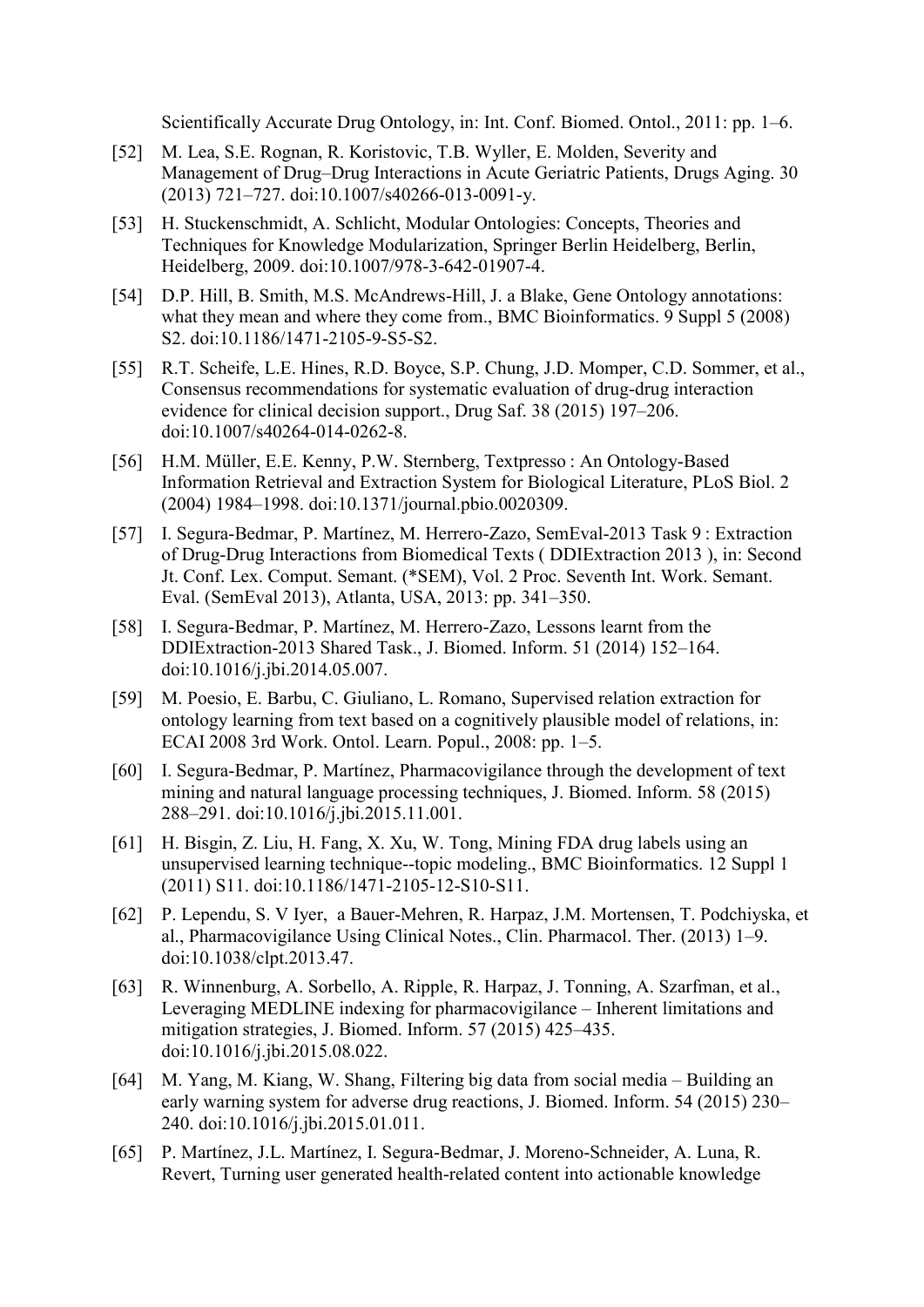Scientifically Accurate Drug Ontology, in: Int. Conf. Biomed. Ontol., 2011: pp. 1–6.

[52] M. Lea, S.E. Rognan, R. Koristovic, T.B. Wyller, E. Molden, Severity and Management of Drug–Drug Interactions in Acute Geriatric Patients, Drugs Aging. 30 (2013) 721–727. doi:10.1007/s40266-013-0091-y.

[53] H. Stuckenschmidt, A. Schlicht, Modular Ontologies: Concepts, Theories and Techniques for Knowledge Modularization, Springer Berlin Heidelberg, Berlin, Heidelberg, 2009. doi:10.1007/978-3-642-01907-4.

[54] D.P. Hill, B. Smith, M.S. McAndrews-Hill, J. a Blake, Gene Ontology annotations: what they mean and where they come from., BMC Bioinformatics. 9 Suppl 5 (2008) S2. doi:10.1186/1471-2105-9-S5-S2.

[55] R.T. Scheife, L.E. Hines, R.D. Boyce, S.P. Chung, J.D. Momper, C.D. Sommer, et al., Consensus recommendations for systematic evaluation of drug-drug interaction evidence for clinical decision support., Drug Saf. 38 (2015) 197–206. doi:10.1007/s40264-014-0262-8.

[56] H.M. Müller, E.E. Kenny, P.W. Sternberg, Textpresso : An Ontology-Based Information Retrieval and Extraction System for Biological Literature, PLoS Biol. 2 (2004) 1984–1998. doi:10.1371/journal.pbio.0020309.

[57] I. Segura-Bedmar, P. Martínez, M. Herrero-Zazo, SemEval-2013 Task 9 : Extraction of Drug-Drug Interactions from Biomedical Texts ( DDIExtraction 2013 ), in: Second Jt. Conf. Lex. Comput. Semant. (*SEM), Vol. 2 Proc. Seventh Int. Work. Semant. Eval. (SemEval 2013), Atlanta, USA, 2013: pp. 341–350.

[58] I. Segura-Bedmar, P. Martínez, M. Herrero-Zazo, Lessons learnt from the DDIExtraction-2013 Shared Task., J. Biomed. Inform. 51 (2014) 152–164. doi:10.1016/j.jbi.2014.05.007.

[59] M. Poesio, E. Barbu, C. Giuliano, L. Romano, Supervised relation extraction for ontology learning from text based on a cognitively plausible model of relations, in: ECAI 2008 3rd Work. Ontol. Learn. Popul., 2008: pp. 1–5.

[60] I. Segura-Bedmar, P. Martínez, Pharmacovigilance through the development of text mining and natural language processing techniques, J. Biomed. Inform. 58 (2015) 288–291. doi:10.1016/j.jbi.2015.11.001.

[61] H. Bisgin, Z. Liu, H. Fang, X. Xu, W. Tong, Mining FDA drug labels using an unsupervised learning technique--topic modeling., BMC Bioinformatics. 12 Suppl 1 (2011) S11. doi:10.1186/1471-2105-12-S10-S11.

[62] P. Lependu, S. V Iyer, a Bauer-Mehren, R. Harpaz, J.M. Mortensen, T. Podchiyska, et al., Pharmacovigilance Using Clinical Notes., Clin. Pharmacol. Ther. (2013) 1–9. doi:10.1038/clpt.2013.47.

[63] R. Winnenburg, A. Sorbello, A. Ripple, R. Harpaz, J. Tonning, A. Szarfman, et al., Leveraging MEDLINE indexing for pharmacovigilance – Inherent limitations and mitigation strategies, J. Biomed. Inform. 57 (2015) 425–435. doi:10.1016/j.jbi.2015.08.022.

[64] M. Yang, M. Kiang, W. Shang, Filtering big data from social media – Building an early warning system for adverse drug reactions, J. Biomed. Inform. 54 (2015) 230–240. doi:10.1016/j.jbi.2015.01.011.

[65] P. Martínez, J.L. Martínez, I. Segura-Bedmar, J. Moreno-Schneider, A. Luna, R. Revert, Turning user generated health-related content into actionable knowledge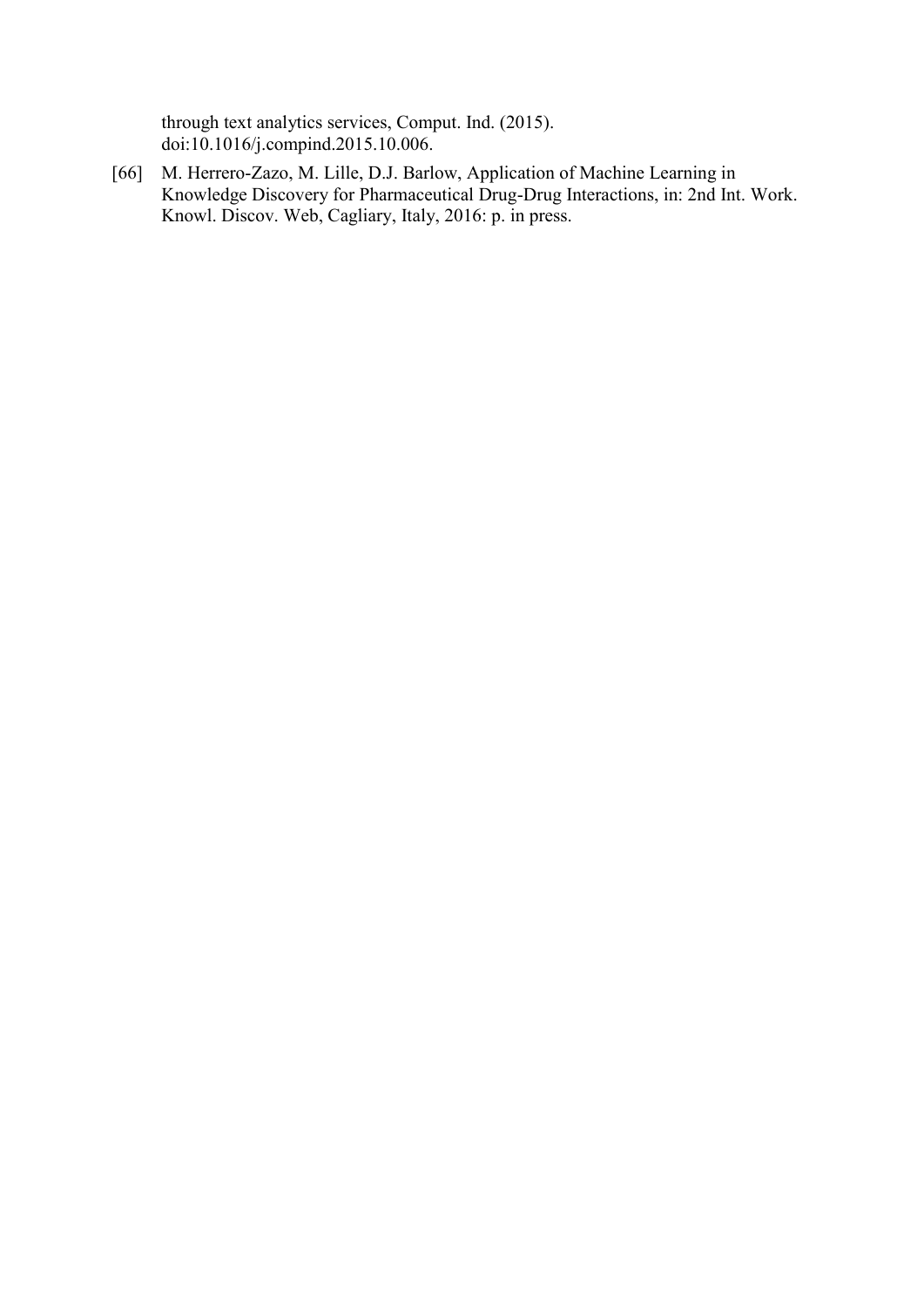through text analytics services, Comput. Ind. (2015). doi:10.1016/j.compind.2015.10.006.

[66] M. Herrero-Zazo, M. Lille, D.J. Barlow, Application of Machine Learning in Knowledge Discovery for Pharmaceutical Drug-Drug Interactions, in: 2nd Int. Work. Knowl. Discov. Web, Cagliary, Italy, 2016: p. in press.